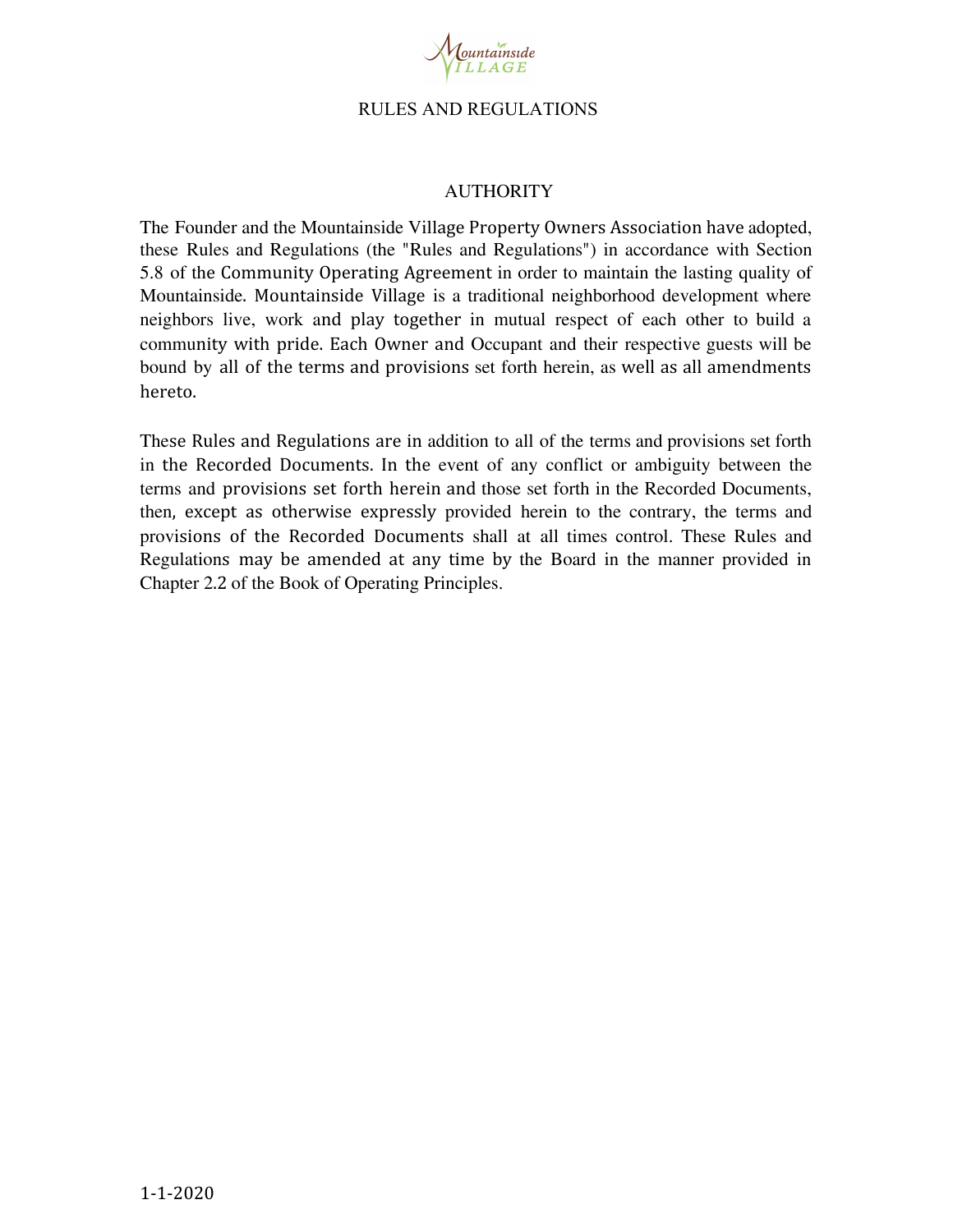# RULES AND REGULATIONS

## AUTHORITY

The Founder and the Mountainside Village Property Owners Association have adopted, these Rules and Regulations (the "Rules and Regulations") in accordance with Section 5.8 of the Community Operating Agreement in order to maintain the lasting quality of Mountainside. Mountainside Village is a traditional neighborhood development where neighbors live, work and play together in mutual respect of each other to build a community with pride. Each Owner and Occupant and their respective guests will be bound by all of the terms and provisions set forth herein, as well as all amendments hereto.

These Rules and Regulations are in addition to all of the terms and provisions set forth in the Recorded Documents. In the event of any conflict or ambiguity between the terms and provisions set forth herein and those set forth in the Recorded Documents, then, except as otherwise expressly provided herein to the contrary, the terms and provisions of the Recorded Documents shall at all times control. These Rules and Regulations may be amended at any time by the Board in the manner provided in Chapter 2.2 of the Book of Operating Principles.

1-1-2020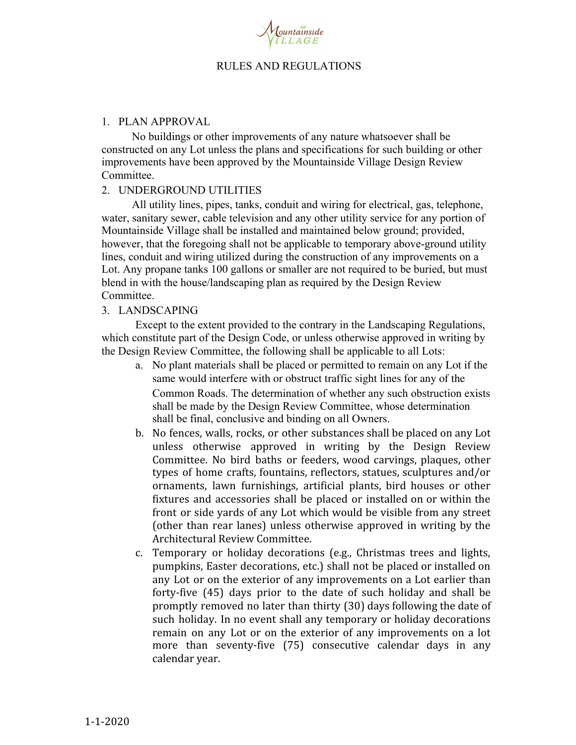Mountainside VILLAGE

# RULES AND REGULATIONS

1. PLAN APPROVAL

No buildings or other improvements of any nature whatsoever shall be constructed on any Lot unless the plans and specifications for such building or other improvements have been approved by the Mountainside Village Design Review Committee.

2. UNDERGROUND UTILITIES

All utility lines, pipes, tanks, conduit and wiring for electrical, gas, telephone, water, sanitary sewer, cable television and any other utility service for any portion of Mountainside Village shall be installed and maintained below ground; provided, however, that the foregoing shall not be applicable to temporary above-ground utility lines, conduit and wiring utilized during the construction of any improvements on a Lot. Any propane tanks 100 gallons or smaller are not required to be buried, but must blend in with the house/landscaping plan as required by the Design Review Committee.

3. LANDSCAPING

Except to the extent provided to the contrary in the Landscaping Regulations, which constitute part of the Design Code, or unless otherwise approved in writing by the Design Review Committee, the following shall be applicable to all Lots:

a. No plant materials shall be placed or permitted to remain on any Lot if the same would interfere with or obstruct traffic sight lines for any of the Common Roads. The determination of whether any such obstruction exists shall be made by the Design Review Committee, whose determination shall be final, conclusive and binding on all Owners.

b. No fences, walls, rocks, or other substances shall be placed on any Lot unless otherwise approved in writing by the Design Review Committee. No bird baths or feeders, wood carvings, plaques, other types of home crafts, fountains, reflectors, statues, sculptures and/or ornaments, lawn furnishings, artificial plants, bird houses or other fixtures and accessories shall be placed or installed on or within the front or side yards of any Lot which would be visible from any street (other than rear lanes) unless otherwise approved in writing by the Architectural Review Committee.

c. Temporary or holiday decorations (e.g., Christmas trees and lights, pumpkins, Easter decorations, etc.) shall not be placed or installed on any Lot or on the exterior of any improvements on a Lot earlier than forty-five (45) days prior to the date of such holiday and shall be promptly removed no later than thirty (30) days following the date of such holiday. In no event shall any temporary or holiday decorations remain on any Lot or on the exterior of any improvements on a lot more than seventy-five (75) consecutive calendar days in any calendar year.

1-1-2020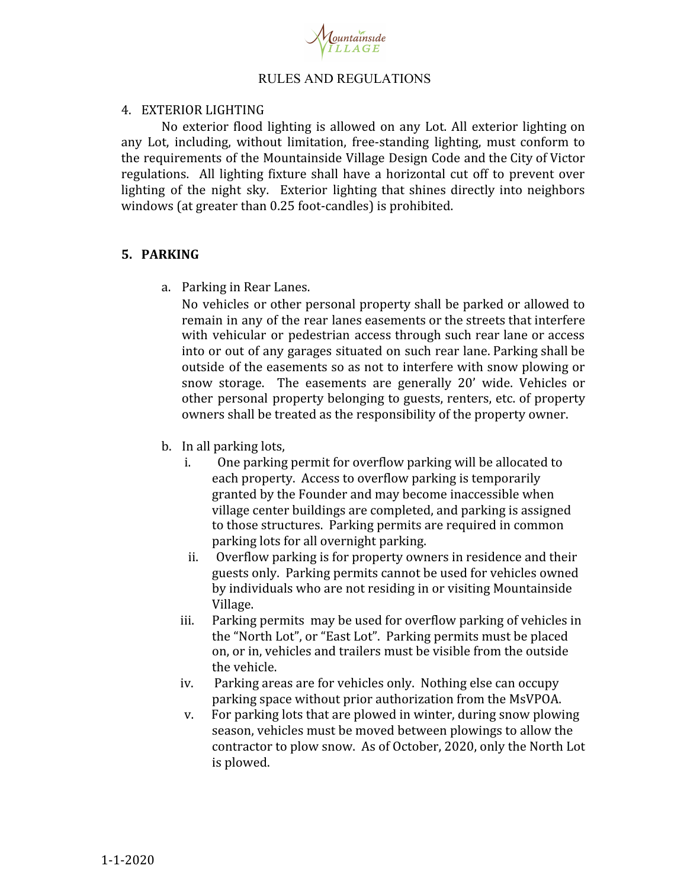RULES AND REGULATIONS

4. EXTERIOR LIGHTING

No exterior flood lighting is allowed on any Lot. All exterior lighting on any Lot, including, without limitation, free-standing lighting, must conform to the requirements of the Mountainside Village Design Code and the City of Victor regulations. All lighting fixture shall have a horizontal cut off to prevent over lighting of the night sky. Exterior lighting that shines directly into neighbors windows (at greater than 0.25 foot-candles) is prohibited.

## 5. PARKING

a. Parking in Rear Lanes.
   No vehicles or other personal property shall be parked or allowed to remain in any of the rear lanes easements or the streets that interfere with vehicular or pedestrian access through such rear lane or access into or out of any garages situated on such rear lane. Parking shall be outside of the easements so as not to interfere with snow plowing or snow storage. The easements are generally 20' wide. Vehicles or other personal property belonging to guests, renters, etc. of property owners shall be treated as the responsibility of the property owner.

b. In all parking lots,
   i. One parking permit for overflow parking will be allocated to each property. Access to overflow parking is temporarily granted by the Founder and may become inaccessible when village center buildings are completed, and parking is assigned to those structures. Parking permits are required in common parking lots for all overnight parking.
   ii. Overflow parking is for property owners in residence and their guests only. Parking permits cannot be used for vehicles owned by individuals who are not residing in or visiting Mountainside Village.
   iii. Parking permits may be used for overflow parking of vehicles in the "North Lot", or "East Lot". Parking permits must be placed on, or in, vehicles and trailers must be visible from the outside the vehicle.
   iv. Parking areas are for vehicles only. Nothing else can occupy parking space without prior authorization from the MsVPOA.
   v. For parking lots that are plowed in winter, during snow plowing season, vehicles must be moved between plowings to allow the contractor to plow snow. As of October, 2020, only the North Lot is plowed.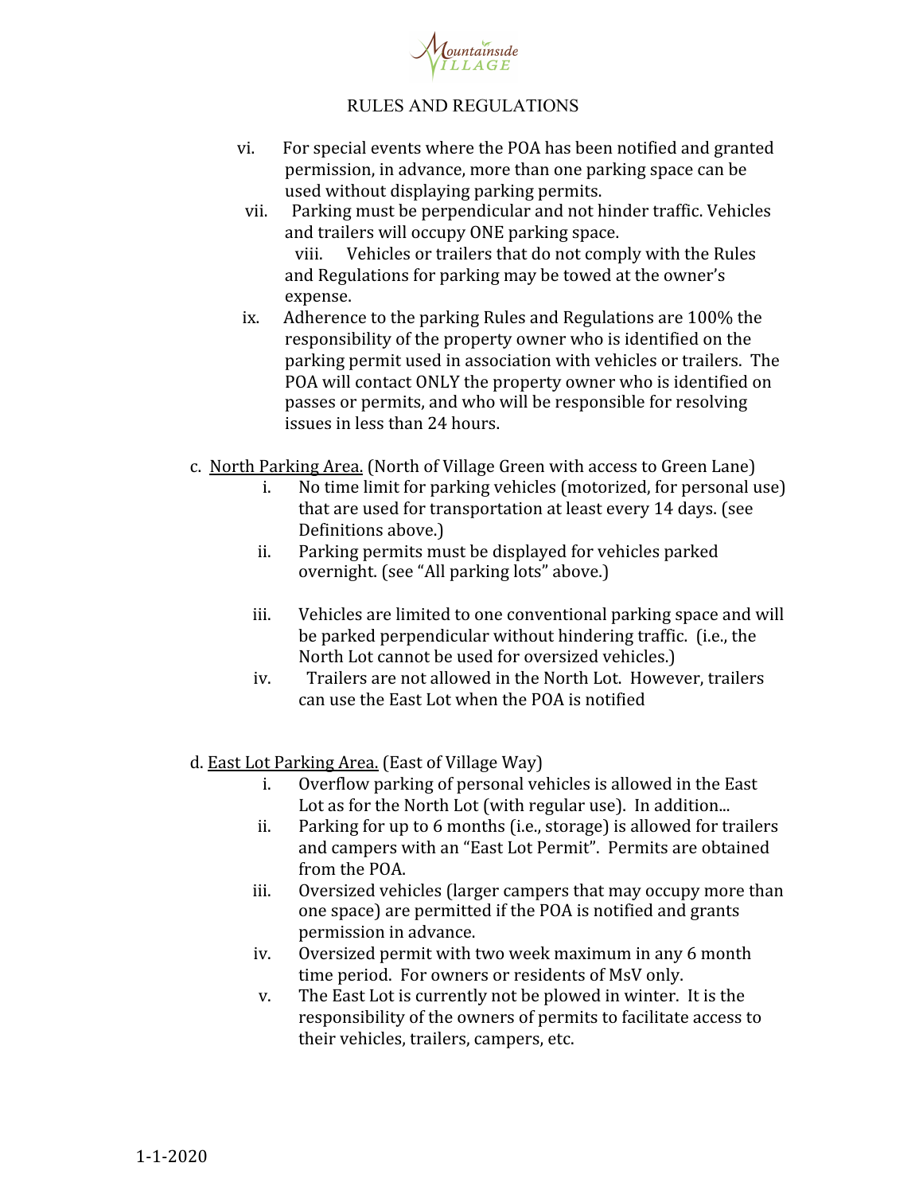RULES AND REGULATIONS

vi. For special events where the POA has been notified and granted permission, in advance, more than one parking space can be used without displaying parking permits.

vii. Parking must be perpendicular and not hinder traffic. Vehicles and trailers will occupy ONE parking space.

viii. Vehicles or trailers that do not comply with the Rules and Regulations for parking may be towed at the owner's expense.

ix. Adherence to the parking Rules and Regulations are 100% the responsibility of the property owner who is identified on the parking permit used in association with vehicles or trailers. The POA will contact ONLY the property owner who is identified on passes or permits, and who will be responsible for resolving issues in less than 24 hours.

c. <u>North Parking Area.</u> (North of Village Green with access to Green Lane)

i. No time limit for parking vehicles (motorized, for personal use) that are used for transportation at least every 14 days. (see Definitions above.)

ii. Parking permits must be displayed for vehicles parked overnight. (see "All parking lots" above.)

iii. Vehicles are limited to one conventional parking space and will be parked perpendicular without hindering traffic. (i.e., the North Lot cannot be used for oversized vehicles.)

iv. Trailers are not allowed in the North Lot. However, trailers can use the East Lot when the POA is notified

d. <u>East Lot Parking Area.</u> (East of Village Way)

i. Overflow parking of personal vehicles is allowed in the East Lot as for the North Lot (with regular use). In addition...

ii. Parking for up to 6 months (i.e., storage) is allowed for trailers and campers with an "East Lot Permit". Permits are obtained from the POA.

iii. Oversized vehicles (larger campers that may occupy more than one space) are permitted if the POA is notified and grants permission in advance.

iv. Oversized permit with two week maximum in any 6 month time period. For owners or residents of MsV only.

v. The East Lot is currently not be plowed in winter. It is the responsibility of the owners of permits to facilitate access to their vehicles, trailers, campers, etc.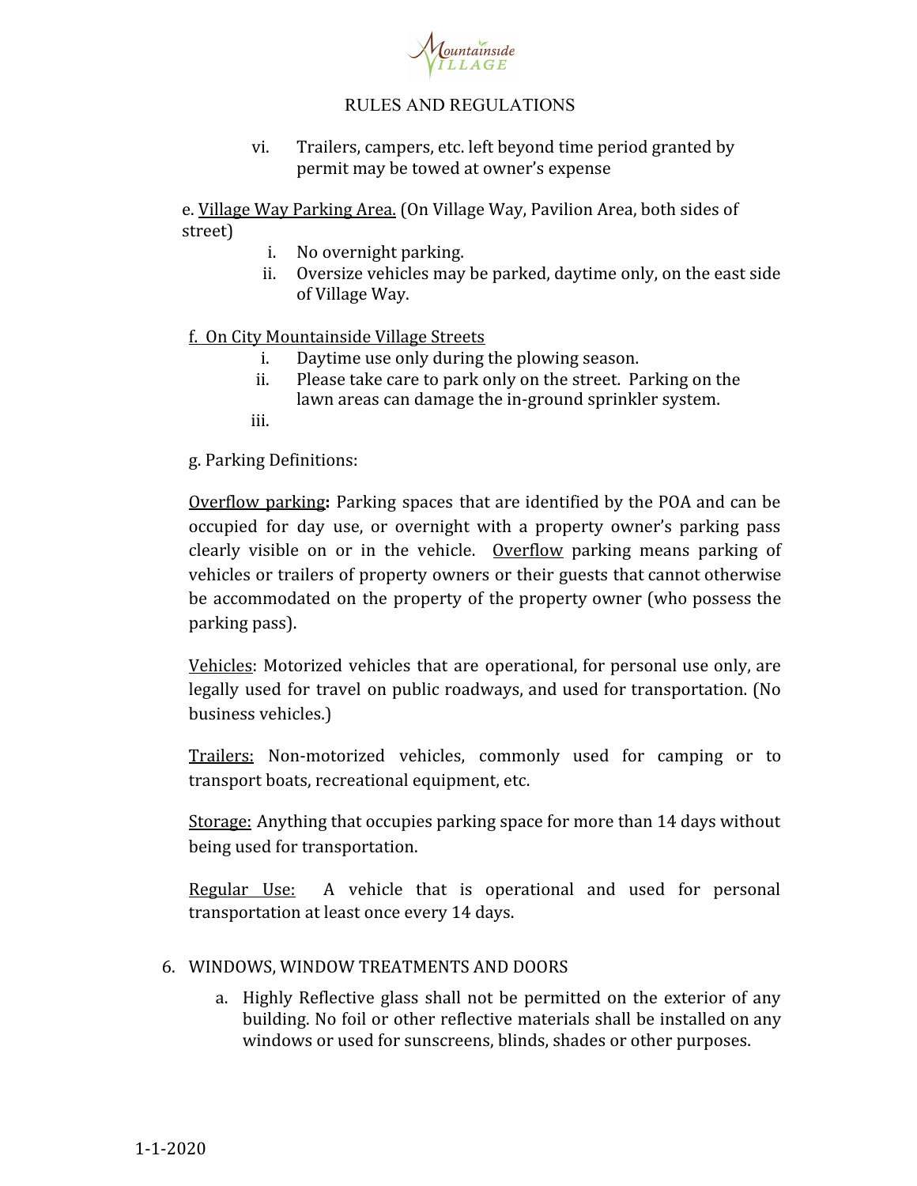# RULES AND REGULATIONS

vi. Trailers, campers, etc. left beyond time period granted by permit may be towed at owner's expense

e. Village Way Parking Area. (On Village Way, Pavilion Area, both sides of street)

i. No overnight parking.
ii. Oversize vehicles may be parked, daytime only, on the east side of Village Way.

f. On City Mountainside Village Streets

i. Daytime use only during the plowing season.
ii. Please take care to park only on the street. Parking on the lawn areas can damage the in-ground sprinkler system.
iii.

g. Parking Definitions:

Overflow parking**:** Parking spaces that are identified by the POA and can be occupied for day use, or overnight with a property owner's parking pass clearly visible on or in the vehicle. Overflow parking means parking of vehicles or trailers of property owners or their guests that cannot otherwise be accommodated on the property of the property owner (who possess the parking pass).

Vehicles: Motorized vehicles that are operational, for personal use only, are legally used for travel on public roadways, and used for transportation. (No business vehicles.)

Trailers: Non-motorized vehicles, commonly used for camping or to transport boats, recreational equipment, etc.

Storage: Anything that occupies parking space for more than 14 days without being used for transportation.

Regular Use: A vehicle that is operational and used for personal transportation at least once every 14 days.

6. WINDOWS, WINDOW TREATMENTS AND DOORS

   a. Highly Reflective glass shall not be permitted on the exterior of any building. No foil or other reflective materials shall be installed on any windows or used for sunscreens, blinds, shades or other purposes.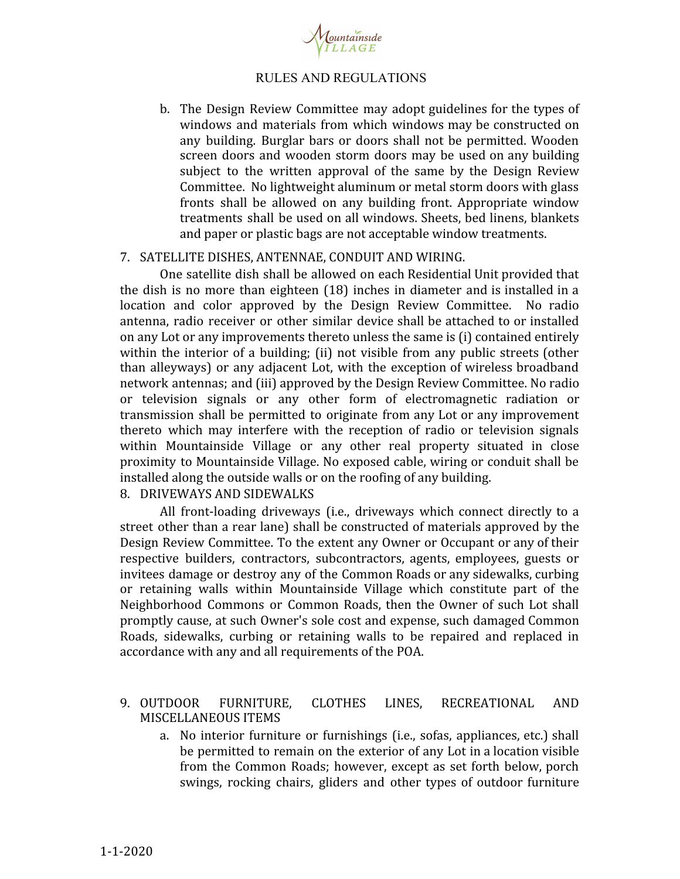## RULES AND REGULATIONS

b. The Design Review Committee may adopt guidelines for the types of windows and materials from which windows may be constructed on any building. Burglar bars or doors shall not be permitted. Wooden screen doors and wooden storm doors may be used on any building subject to the written approval of the same by the Design Review Committee. No lightweight aluminum or metal storm doors with glass fronts shall be allowed on any building front. Appropriate window treatments shall be used on all windows. Sheets, bed linens, blankets and paper or plastic bags are not acceptable window treatments.

7. SATELLITE DISHES, ANTENNAE, CONDUIT AND WIRING.

One satellite dish shall be allowed on each Residential Unit provided that the dish is no more than eighteen (18) inches in diameter and is installed in a location and color approved by the Design Review Committee. No radio antenna, radio receiver or other similar device shall be attached to or installed on any Lot or any improvements thereto unless the same is (i) contained entirely within the interior of a building; (ii) not visible from any public streets (other than alleyways) or any adjacent Lot, with the exception of wireless broadband network antennas; and (iii) approved by the Design Review Committee. No radio or television signals or any other form of electromagnetic radiation or transmission shall be permitted to originate from any Lot or any improvement thereto which may interfere with the reception of radio or television signals within Mountainside Village or any other real property situated in close proximity to Mountainside Village. No exposed cable, wiring or conduit shall be installed along the outside walls or on the roofing of any building.

8. DRIVEWAYS AND SIDEWALKS

All front-loading driveways (i.e., driveways which connect directly to a street other than a rear lane) shall be constructed of materials approved by the Design Review Committee. To the extent any Owner or Occupant or any of their respective builders, contractors, subcontractors, agents, employees, guests or invitees damage or destroy any of the Common Roads or any sidewalks, curbing or retaining walls within Mountainside Village which constitute part of the Neighborhood Commons or Common Roads, then the Owner of such Lot shall promptly cause, at such Owner's sole cost and expense, such damaged Common Roads, sidewalks, curbing or retaining walls to be repaired and replaced in accordance with any and all requirements of the POA.

9. OUTDOOR FURNITURE, CLOTHES LINES, RECREATIONAL AND MISCELLANEOUS ITEMS

a. No interior furniture or furnishings (i.e., sofas, appliances, etc.) shall be permitted to remain on the exterior of any Lot in a location visible from the Common Roads; however, except as set forth below, porch swings, rocking chairs, gliders and other types of outdoor furniture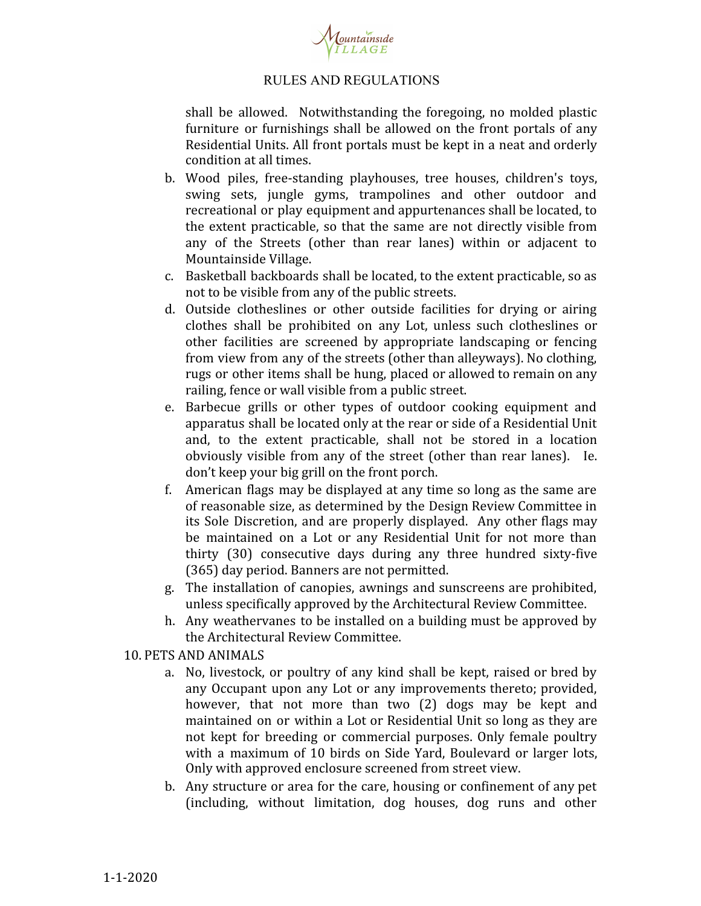shall be allowed. Notwithstanding the foregoing, no molded plastic furniture or furnishings shall be allowed on the front portals of any Residential Units. All front portals must be kept in a neat and orderly condition at all times.

b. Wood piles, free-standing playhouses, tree houses, children's toys, swing sets, jungle gyms, trampolines and other outdoor and recreational or play equipment and appurtenances shall be located, to the extent practicable, so that the same are not directly visible from any of the Streets (other than rear lanes) within or adjacent to Mountainside Village.

c. Basketball backboards shall be located, to the extent practicable, so as not to be visible from any of the public streets.

d. Outside clotheslines or other outside facilities for drying or airing clothes shall be prohibited on any Lot, unless such clotheslines or other facilities are screened by appropriate landscaping or fencing from view from any of the streets (other than alleyways). No clothing, rugs or other items shall be hung, placed or allowed to remain on any railing, fence or wall visible from a public street.

e. Barbecue grills or other types of outdoor cooking equipment and apparatus shall be located only at the rear or side of a Residential Unit and, to the extent practicable, shall not be stored in a location obviously visible from any of the street (other than rear lanes). Ie. don't keep your big grill on the front porch.

f. American flags may be displayed at any time so long as the same are of reasonable size, as determined by the Design Review Committee in its Sole Discretion, and are properly displayed. Any other flags may be maintained on a Lot or any Residential Unit for not more than thirty (30) consecutive days during any three hundred sixty-five (365) day period. Banners are not permitted.

g. The installation of canopies, awnings and sunscreens are prohibited, unless specifically approved by the Architectural Review Committee.

h. Any weathervanes to be installed on a building must be approved by the Architectural Review Committee.

10. PETS AND ANIMALS

a. No, livestock, or poultry of any kind shall be kept, raised or bred by any Occupant upon any Lot or any improvements thereto; provided, however, that not more than two (2) dogs may be kept and maintained on or within a Lot or Residential Unit so long as they are not kept for breeding or commercial purposes. Only female poultry with a maximum of 10 birds on Side Yard, Boulevard or larger lots, Only with approved enclosure screened from street view.

b. Any structure or area for the care, housing or confinement of any pet (including, without limitation, dog houses, dog runs and other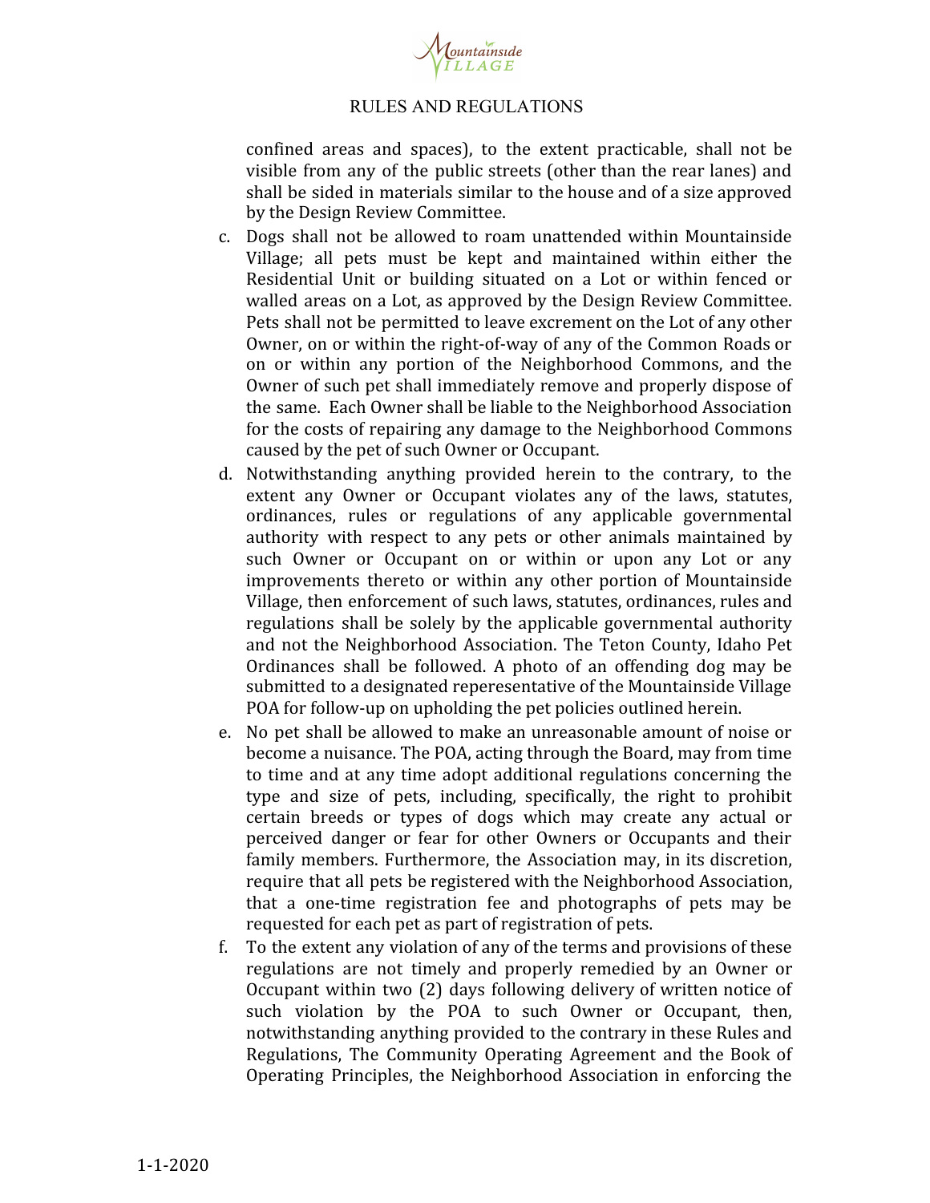confined areas and spaces), to the extent practicable, shall not be visible from any of the public streets (other than the rear lanes) and shall be sided in materials similar to the house and of a size approved by the Design Review Committee.

c. Dogs shall not be allowed to roam unattended within Mountainside Village; all pets must be kept and maintained within either the Residential Unit or building situated on a Lot or within fenced or walled areas on a Lot, as approved by the Design Review Committee. Pets shall not be permitted to leave excrement on the Lot of any other Owner, on or within the right-of-way of any of the Common Roads or on or within any portion of the Neighborhood Commons, and the Owner of such pet shall immediately remove and properly dispose of the same. Each Owner shall be liable to the Neighborhood Association for the costs of repairing any damage to the Neighborhood Commons caused by the pet of such Owner or Occupant.

d. Notwithstanding anything provided herein to the contrary, to the extent any Owner or Occupant violates any of the laws, statutes, ordinances, rules or regulations of any applicable governmental authority with respect to any pets or other animals maintained by such Owner or Occupant on or within or upon any Lot or any improvements thereto or within any other portion of Mountainside Village, then enforcement of such laws, statutes, ordinances, rules and regulations shall be solely by the applicable governmental authority and not the Neighborhood Association. The Teton County, Idaho Pet Ordinances shall be followed. A photo of an offending dog may be submitted to a designated reperesentative of the Mountainside Village POA for follow-up on upholding the pet policies outlined herein.

e. No pet shall be allowed to make an unreasonable amount of noise or become a nuisance. The POA, acting through the Board, may from time to time and at any time adopt additional regulations concerning the type and size of pets, including, specifically, the right to prohibit certain breeds or types of dogs which may create any actual or perceived danger or fear for other Owners or Occupants and their family members. Furthermore, the Association may, in its discretion, require that all pets be registered with the Neighborhood Association, that a one-time registration fee and photographs of pets may be requested for each pet as part of registration of pets.

f. To the extent any violation of any of the terms and provisions of these regulations are not timely and properly remedied by an Owner or Occupant within two (2) days following delivery of written notice of such violation by the POA to such Owner or Occupant, then, notwithstanding anything provided to the contrary in these Rules and Regulations, The Community Operating Agreement and the Book of Operating Principles, the Neighborhood Association in enforcing the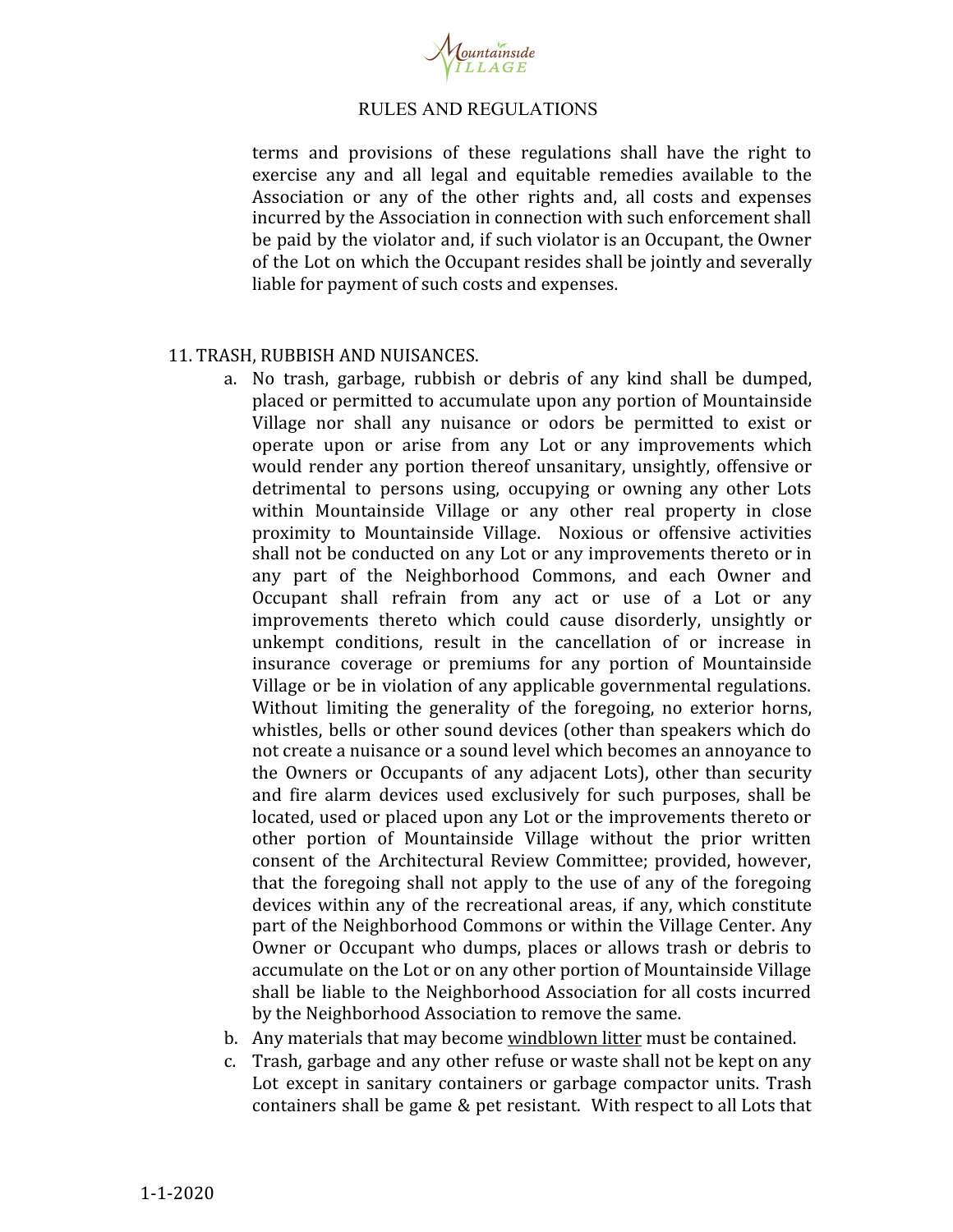terms and provisions of these regulations shall have the right to exercise any and all legal and equitable remedies available to the Association or any of the other rights and, all costs and expenses incurred by the Association in connection with such enforcement shall be paid by the violator and, if such violator is an Occupant, the Owner of the Lot on which the Occupant resides shall be jointly and severally liable for payment of such costs and expenses.

11. TRASH, RUBBISH AND NUISANCES.

a. No trash, garbage, rubbish or debris of any kind shall be dumped, placed or permitted to accumulate upon any portion of Mountainside Village nor shall any nuisance or odors be permitted to exist or operate upon or arise from any Lot or any improvements which would render any portion thereof unsanitary, unsightly, offensive or detrimental to persons using, occupying or owning any other Lots within Mountainside Village or any other real property in close proximity to Mountainside Village. Noxious or offensive activities shall not be conducted on any Lot or any improvements thereto or in any part of the Neighborhood Commons, and each Owner and Occupant shall refrain from any act or use of a Lot or any improvements thereto which could cause disorderly, unsightly or unkempt conditions, result in the cancellation of or increase in insurance coverage or premiums for any portion of Mountainside Village or be in violation of any applicable governmental regulations. Without limiting the generality of the foregoing, no exterior horns, whistles, bells or other sound devices (other than speakers which do not create a nuisance or a sound level which becomes an annoyance to the Owners or Occupants of any adjacent Lots), other than security and fire alarm devices used exclusively for such purposes, shall be located, used or placed upon any Lot or the improvements thereto or other portion of Mountainside Village without the prior written consent of the Architectural Review Committee; provided, however, that the foregoing shall not apply to the use of any of the foregoing devices within any of the recreational areas, if any, which constitute part of the Neighborhood Commons or within the Village Center. Any Owner or Occupant who dumps, places or allows trash or debris to accumulate on the Lot or on any other portion of Mountainside Village shall be liable to the Neighborhood Association for all costs incurred by the Neighborhood Association to remove the same.

b. Any materials that may become windblown litter must be contained.

c. Trash, garbage and any other refuse or waste shall not be kept on any Lot except in sanitary containers or garbage compactor units. Trash containers shall be game & pet resistant. With respect to all Lots that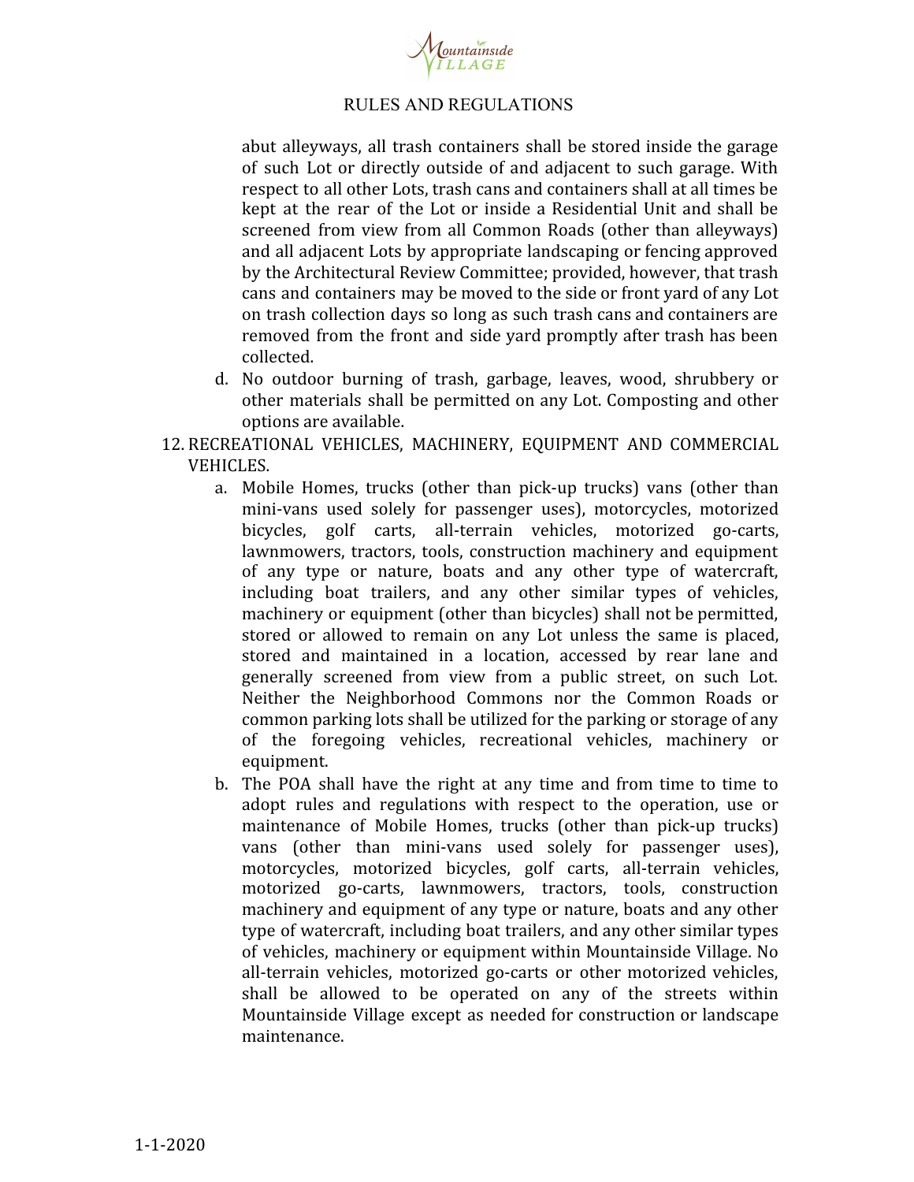abut alleyways, all trash containers shall be stored inside the garage of such Lot or directly outside of and adjacent to such garage. With respect to all other Lots, trash cans and containers shall at all times be kept at the rear of the Lot or inside a Residential Unit and shall be screened from view from all Common Roads (other than alleyways) and all adjacent Lots by appropriate landscaping or fencing approved by the Architectural Review Committee; provided, however, that trash cans and containers may be moved to the side or front yard of any Lot on trash collection days so long as such trash cans and containers are removed from the front and side yard promptly after trash has been collected.

d. No outdoor burning of trash, garbage, leaves, wood, shrubbery or other materials shall be permitted on any Lot. Composting and other options are available.

12. RECREATIONAL VEHICLES, MACHINERY, EQUIPMENT AND COMMERCIAL VEHICLES.

a. Mobile Homes, trucks (other than pick-up trucks) vans (other than mini-vans used solely for passenger uses), motorcycles, motorized bicycles, golf carts, all-terrain vehicles, motorized go-carts, lawnmowers, tractors, tools, construction machinery and equipment of any type or nature, boats and any other type of watercraft, including boat trailers, and any other similar types of vehicles, machinery or equipment (other than bicycles) shall not be permitted, stored or allowed to remain on any Lot unless the same is placed, stored and maintained in a location, accessed by rear lane and generally screened from view from a public street, on such Lot. Neither the Neighborhood Commons nor the Common Roads or common parking lots shall be utilized for the parking or storage of any of the foregoing vehicles, recreational vehicles, machinery or equipment.

b. The POA shall have the right at any time and from time to time to adopt rules and regulations with respect to the operation, use or maintenance of Mobile Homes, trucks (other than pick-up trucks) vans (other than mini-vans used solely for passenger uses), motorcycles, motorized bicycles, golf carts, all-terrain vehicles, motorized go-carts, lawnmowers, tractors, tools, construction machinery and equipment of any type or nature, boats and any other type of watercraft, including boat trailers, and any other similar types of vehicles, machinery or equipment within Mountainside Village. No all-terrain vehicles, motorized go-carts or other motorized vehicles, shall be allowed to be operated on any of the streets within Mountainside Village except as needed for construction or landscape maintenance.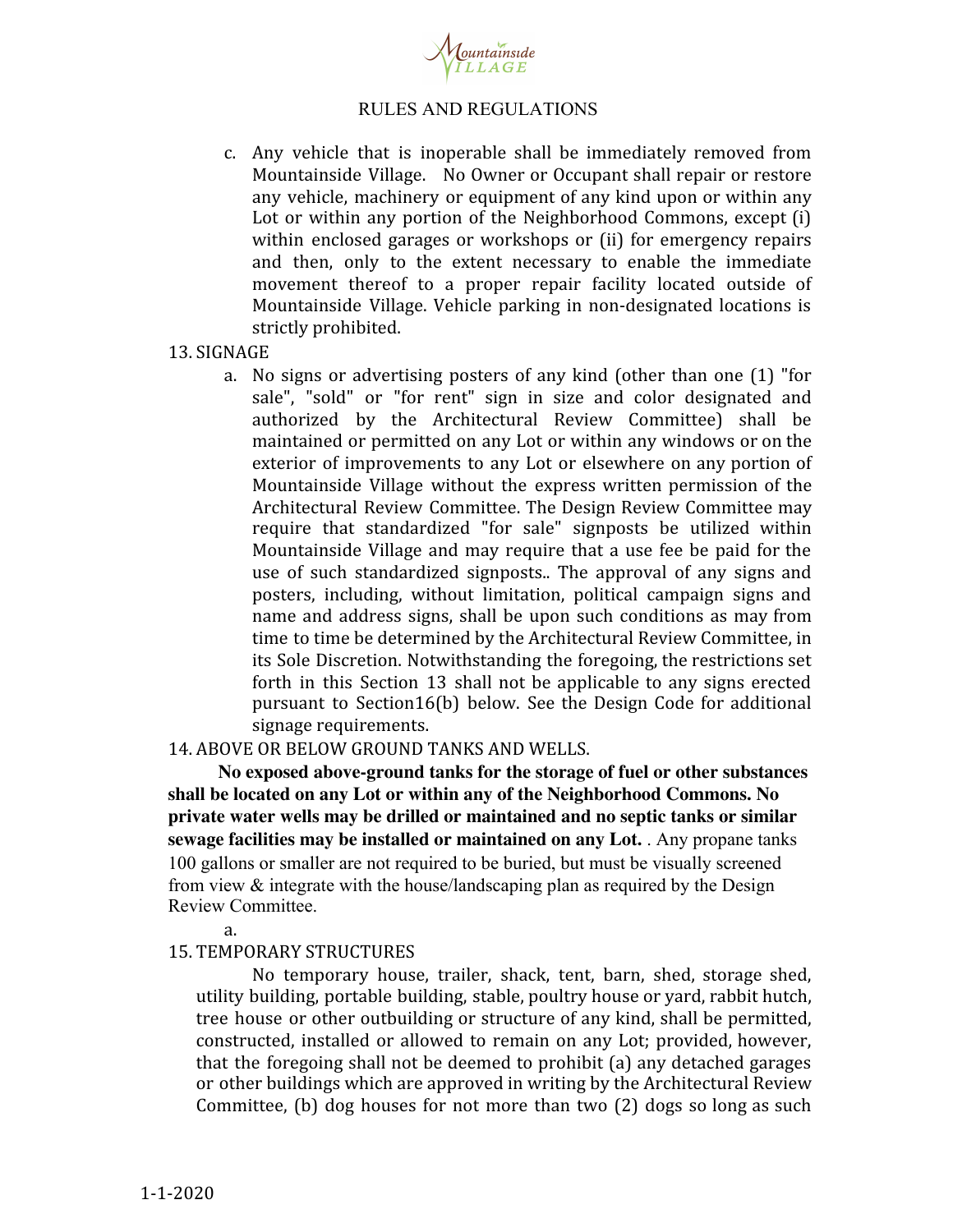c. Any vehicle that is inoperable shall be immediately removed from Mountainside Village. No Owner or Occupant shall repair or restore any vehicle, machinery or equipment of any kind upon or within any Lot or within any portion of the Neighborhood Commons, except (i) within enclosed garages or workshops or (ii) for emergency repairs and then, only to the extent necessary to enable the immediate movement thereof to a proper repair facility located outside of Mountainside Village. Vehicle parking in non-designated locations is strictly prohibited.

13. SIGNAGE

   a. No signs or advertising posters of any kind (other than one (1) "for sale", "sold" or "for rent" sign in size and color designated and authorized by the Architectural Review Committee) shall be maintained or permitted on any Lot or within any windows or on the exterior of improvements to any Lot or elsewhere on any portion of Mountainside Village without the express written permission of the Architectural Review Committee. The Design Review Committee may require that standardized "for sale" signposts be utilized within Mountainside Village and may require that a use fee be paid for the use of such standardized signposts.. The approval of any signs and posters, including, without limitation, political campaign signs and name and address signs, shall be upon such conditions as may from time to time be determined by the Architectural Review Committee, in its Sole Discretion. Notwithstanding the foregoing, the restrictions set forth in this Section 13 shall not be applicable to any signs erected pursuant to Section16(b) below. See the Design Code for additional signage requirements.

14. ABOVE OR BELOW GROUND TANKS AND WELLS.

**No exposed above-ground tanks for the storage of fuel or other substances shall be located on any Lot or within any of the Neighborhood Commons. No private water wells may be drilled or maintained and no septic tanks or similar sewage facilities may be installed or maintained on any Lot.** . Any propane tanks 100 gallons or smaller are not required to be buried, but must be visually screened from view & integrate with the house/landscaping plan as required by the Design Review Committee.

   a.

15. TEMPORARY STRUCTURES

No temporary house, trailer, shack, tent, barn, shed, storage shed, utility building, portable building, stable, poultry house or yard, rabbit hutch, tree house or other outbuilding or structure of any kind, shall be permitted, constructed, installed or allowed to remain on any Lot; provided, however, that the foregoing shall not be deemed to prohibit (a) any detached garages or other buildings which are approved in writing by the Architectural Review Committee, (b) dog houses for not more than two (2) dogs so long as such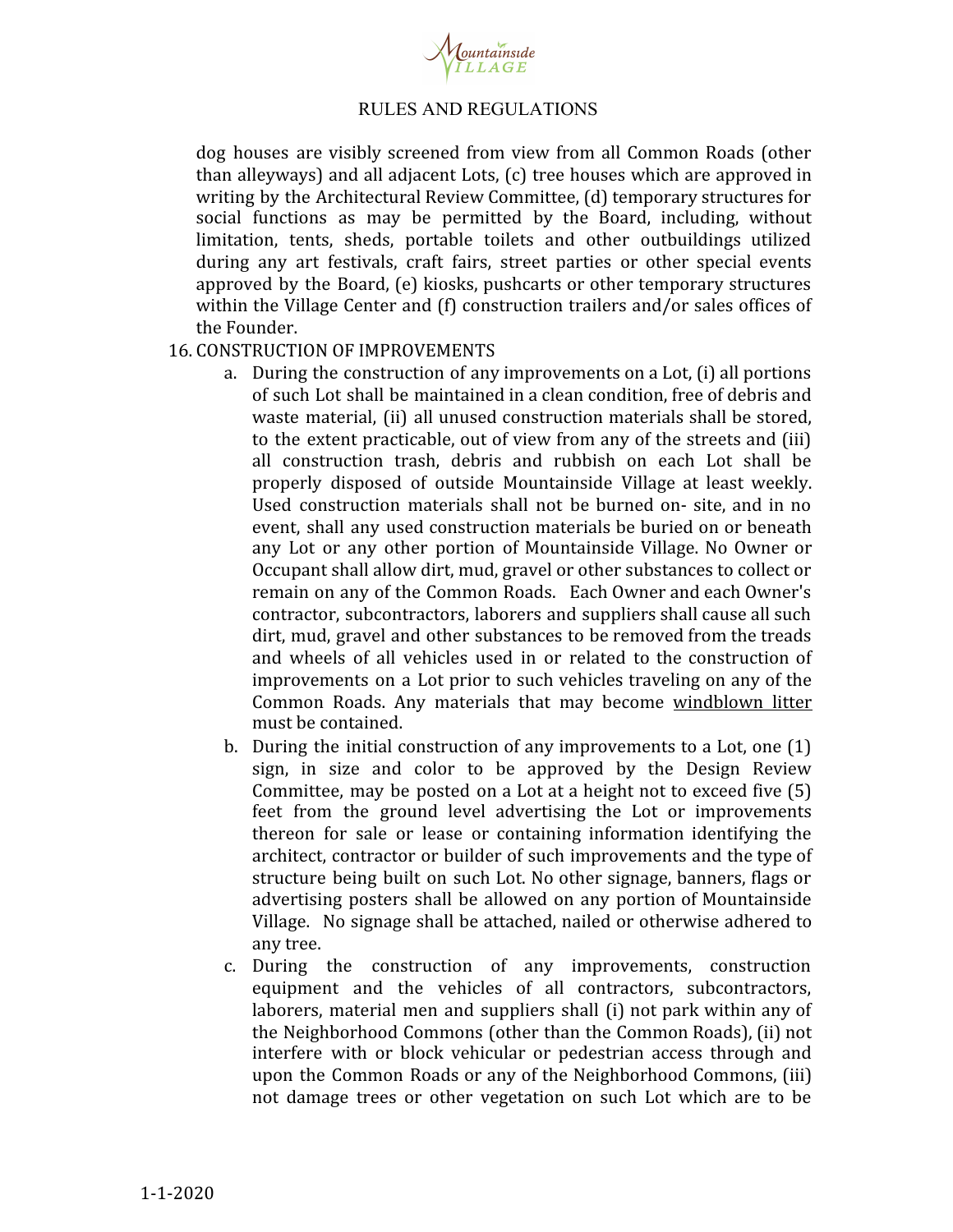dog houses are visibly screened from view from all Common Roads (other than alleyways) and all adjacent Lots, (c) tree houses which are approved in writing by the Architectural Review Committee, (d) temporary structures for social functions as may be permitted by the Board, including, without limitation, tents, sheds, portable toilets and other outbuildings utilized during any art festivals, craft fairs, street parties or other special events approved by the Board, (e) kiosks, pushcarts or other temporary structures within the Village Center and (f) construction trailers and/or sales offices of the Founder.

16. CONSTRUCTION OF IMPROVEMENTS
    a. During the construction of any improvements on a Lot, (i) all portions of such Lot shall be maintained in a clean condition, free of debris and waste material, (ii) all unused construction materials shall be stored, to the extent practicable, out of view from any of the streets and (iii) all construction trash, debris and rubbish on each Lot shall be properly disposed of outside Mountainside Village at least weekly. Used construction materials shall not be burned on- site, and in no event, shall any used construction materials be buried on or beneath any Lot or any other portion of Mountainside Village. No Owner or Occupant shall allow dirt, mud, gravel or other substances to collect or remain on any of the Common Roads. Each Owner and each Owner's contractor, subcontractors, laborers and suppliers shall cause all such dirt, mud, gravel and other substances to be removed from the treads and wheels of all vehicles used in or related to the construction of improvements on a Lot prior to such vehicles traveling on any of the Common Roads. Any materials that may become <u>windblown litter</u> must be contained.
    b. During the initial construction of any improvements to a Lot, one (1) sign, in size and color to be approved by the Design Review Committee, may be posted on a Lot at a height not to exceed five (5) feet from the ground level advertising the Lot or improvements thereon for sale or lease or containing information identifying the architect, contractor or builder of such improvements and the type of structure being built on such Lot. No other signage, banners, flags or advertising posters shall be allowed on any portion of Mountainside Village. No signage shall be attached, nailed or otherwise adhered to any tree.
    c. During the construction of any improvements, construction equipment and the vehicles of all contractors, subcontractors, laborers, material men and suppliers shall (i) not park within any of the Neighborhood Commons (other than the Common Roads), (ii) not interfere with or block vehicular or pedestrian access through and upon the Common Roads or any of the Neighborhood Commons, (iii) not damage trees or other vegetation on such Lot which are to be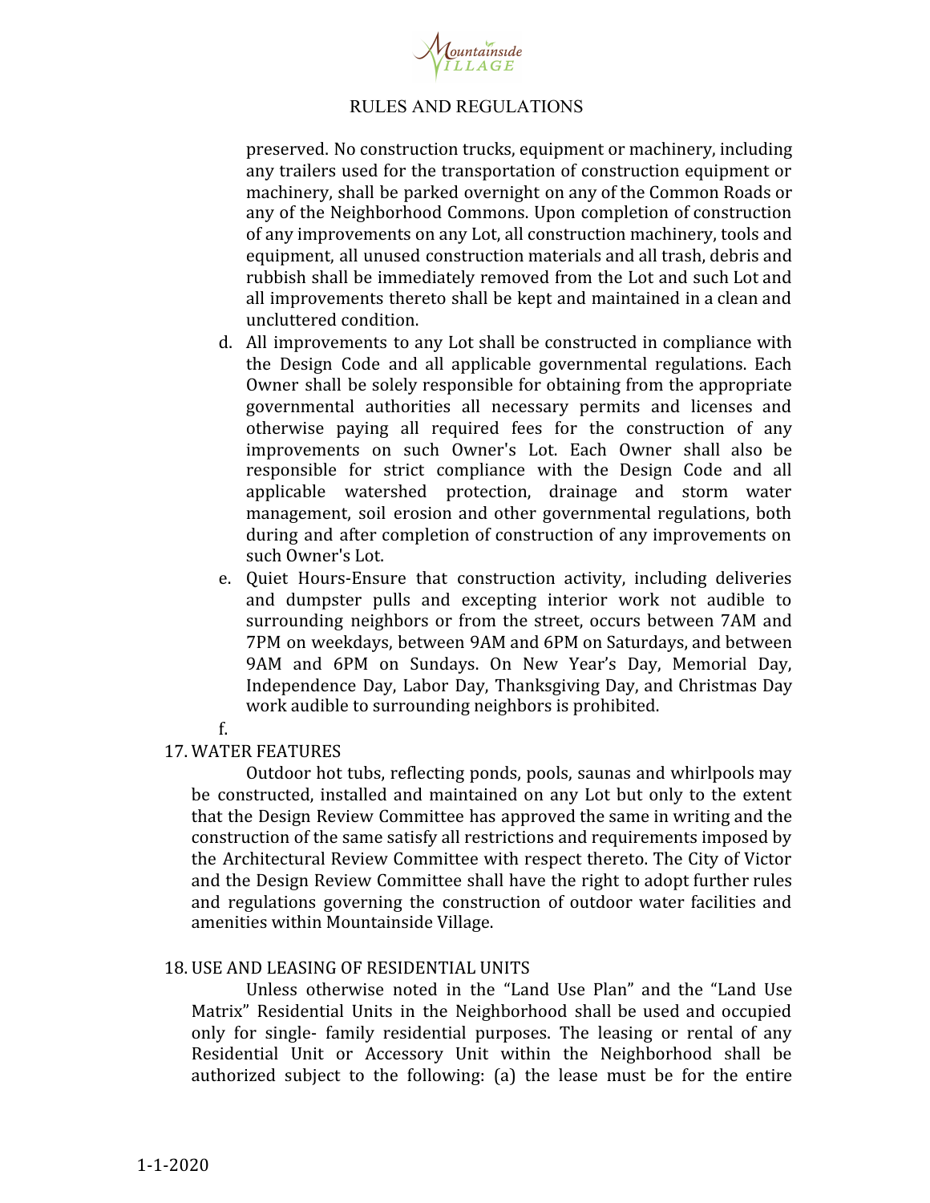preserved. No construction trucks, equipment or machinery, including any trailers used for the transportation of construction equipment or machinery, shall be parked overnight on any of the Common Roads or any of the Neighborhood Commons. Upon completion of construction of any improvements on any Lot, all construction machinery, tools and equipment, all unused construction materials and all trash, debris and rubbish shall be immediately removed from the Lot and such Lot and all improvements thereto shall be kept and maintained in a clean and uncluttered condition.

d. All improvements to any Lot shall be constructed in compliance with the Design Code and all applicable governmental regulations. Each Owner shall be solely responsible for obtaining from the appropriate governmental authorities all necessary permits and licenses and otherwise paying all required fees for the construction of any improvements on such Owner's Lot. Each Owner shall also be responsible for strict compliance with the Design Code and all applicable watershed protection, drainage and storm water management, soil erosion and other governmental regulations, both during and after completion of construction of any improvements on such Owner's Lot.
e. Quiet Hours-Ensure that construction activity, including deliveries and dumpster pulls and excepting interior work not audible to surrounding neighbors or from the street, occurs between 7AM and 7PM on weekdays, between 9AM and 6PM on Saturdays, and between 9AM and 6PM on Sundays. On New Year's Day, Memorial Day, Independence Day, Labor Day, Thanksgiving Day, and Christmas Day work audible to surrounding neighbors is prohibited.
f.

17. WATER FEATURES

Outdoor hot tubs, reflecting ponds, pools, saunas and whirlpools may be constructed, installed and maintained on any Lot but only to the extent that the Design Review Committee has approved the same in writing and the construction of the same satisfy all restrictions and requirements imposed by the Architectural Review Committee with respect thereto. The City of Victor and the Design Review Committee shall have the right to adopt further rules and regulations governing the construction of outdoor water facilities and amenities within Mountainside Village.

18. USE AND LEASING OF RESIDENTIAL UNITS

Unless otherwise noted in the "Land Use Plan" and the "Land Use Matrix" Residential Units in the Neighborhood shall be used and occupied only for single- family residential purposes. The leasing or rental of any Residential Unit or Accessory Unit within the Neighborhood shall be authorized subject to the following: (a) the lease must be for the entire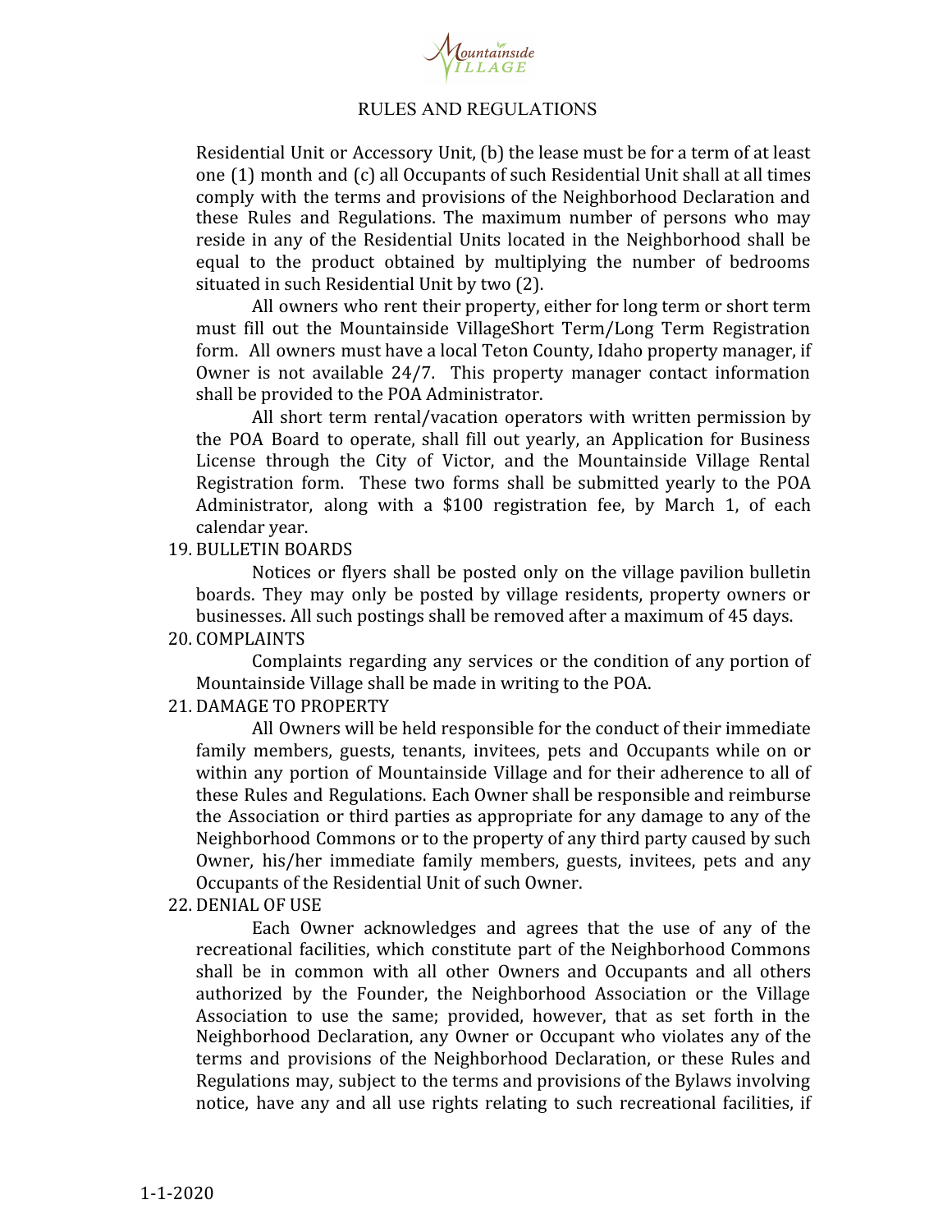Residential Unit or Accessory Unit, (b) the lease must be for a term of at least one (1) month and (c) all Occupants of such Residential Unit shall at all times comply with the terms and provisions of the Neighborhood Declaration and these Rules and Regulations. The maximum number of persons who may reside in any of the Residential Units located in the Neighborhood shall be equal to the product obtained by multiplying the number of bedrooms situated in such Residential Unit by two (2).

All owners who rent their property, either for long term or short term must fill out the Mountainside VillageShort Term/Long Term Registration form. All owners must have a local Teton County, Idaho property manager, if Owner is not available 24/7. This property manager contact information shall be provided to the POA Administrator.

All short term rental/vacation operators with written permission by the POA Board to operate, shall fill out yearly, an Application for Business License through the City of Victor, and the Mountainside Village Rental Registration form. These two forms shall be submitted yearly to the POA Administrator, along with a $100 registration fee, by March 1, of each calendar year.

19. BULLETIN BOARDS

Notices or flyers shall be posted only on the village pavilion bulletin boards. They may only be posted by village residents, property owners or businesses. All such postings shall be removed after a maximum of 45 days.

20. COMPLAINTS

Complaints regarding any services or the condition of any portion of Mountainside Village shall be made in writing to the POA.

21. DAMAGE TO PROPERTY

All Owners will be held responsible for the conduct of their immediate family members, guests, tenants, invitees, pets and Occupants while on or within any portion of Mountainside Village and for their adherence to all of these Rules and Regulations. Each Owner shall be responsible and reimburse the Association or third parties as appropriate for any damage to any of the Neighborhood Commons or to the property of any third party caused by such Owner, his/her immediate family members, guests, invitees, pets and any Occupants of the Residential Unit of such Owner.

22. DENIAL OF USE

Each Owner acknowledges and agrees that the use of any of the recreational facilities, which constitute part of the Neighborhood Commons shall be in common with all other Owners and Occupants and all others authorized by the Founder, the Neighborhood Association or the Village Association to use the same; provided, however, that as set forth in the Neighborhood Declaration, any Owner or Occupant who violates any of the terms and provisions of the Neighborhood Declaration, or these Rules and Regulations may, subject to the terms and provisions of the Bylaws involving notice, have any and all use rights relating to such recreational facilities, if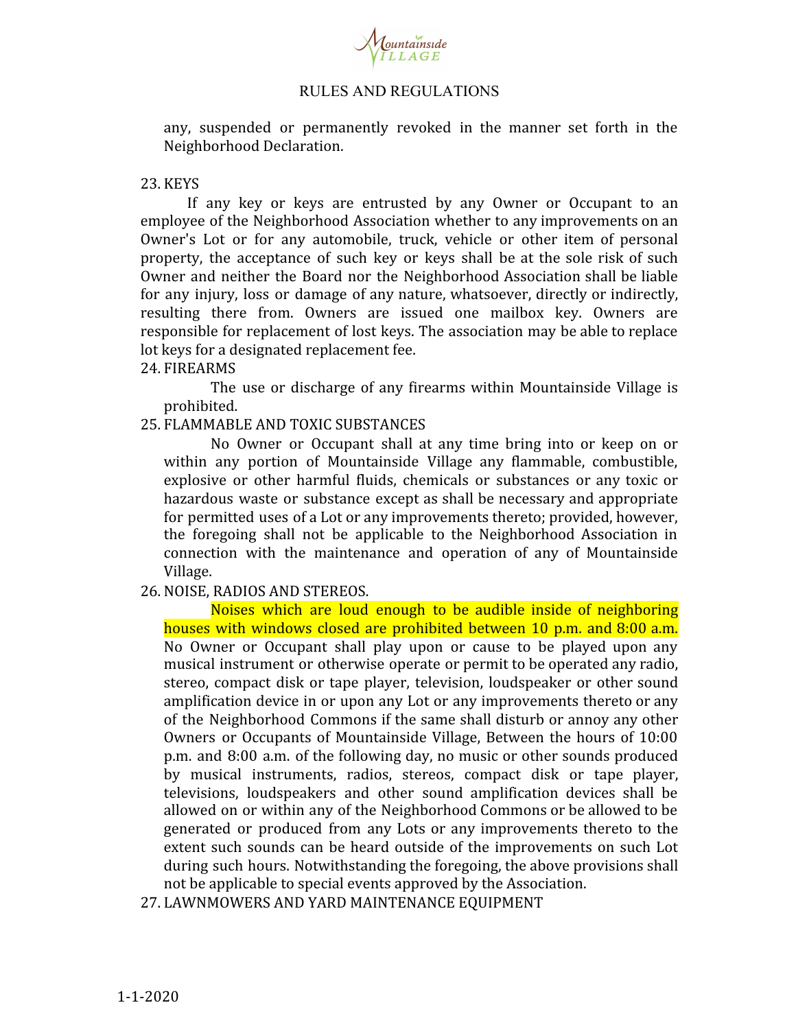any, suspended or permanently revoked in the manner set forth in the Neighborhood Declaration.

23. KEYS

If any key or keys are entrusted by any Owner or Occupant to an employee of the Neighborhood Association whether to any improvements on an Owner's Lot or for any automobile, truck, vehicle or other item of personal property, the acceptance of such key or keys shall be at the sole risk of such Owner and neither the Board nor the Neighborhood Association shall be liable for any injury, loss or damage of any nature, whatsoever, directly or indirectly, resulting there from. Owners are issued one mailbox key. Owners are responsible for replacement of lost keys. The association may be able to replace lot keys for a designated replacement fee.

24. FIREARMS

The use or discharge of any firearms within Mountainside Village is prohibited.

25. FLAMMABLE AND TOXIC SUBSTANCES

No Owner or Occupant shall at any time bring into or keep on or within any portion of Mountainside Village any flammable, combustible, explosive or other harmful fluids, chemicals or substances or any toxic or hazardous waste or substance except as shall be necessary and appropriate for permitted uses of a Lot or any improvements thereto; provided, however, the foregoing shall not be applicable to the Neighborhood Association in connection with the maintenance and operation of any of Mountainside Village.

26. NOISE, RADIOS AND STEREOS.

Noises which are loud enough to be audible inside of neighboring houses with windows closed are prohibited between 10 p.m. and 8:00 a.m. No Owner or Occupant shall play upon or cause to be played upon any musical instrument or otherwise operate or permit to be operated any radio, stereo, compact disk or tape player, television, loudspeaker or other sound amplification device in or upon any Lot or any improvements thereto or any of the Neighborhood Commons if the same shall disturb or annoy any other Owners or Occupants of Mountainside Village, Between the hours of 10:00 p.m. and 8:00 a.m. of the following day, no music or other sounds produced by musical instruments, radios, stereos, compact disk or tape player, televisions, loudspeakers and other sound amplification devices shall be allowed on or within any of the Neighborhood Commons or be allowed to be generated or produced from any Lots or any improvements thereto to the extent such sounds can be heard outside of the improvements on such Lot during such hours. Notwithstanding the foregoing, the above provisions shall not be applicable to special events approved by the Association.

27. LAWNMOWERS AND YARD MAINTENANCE EQUIPMENT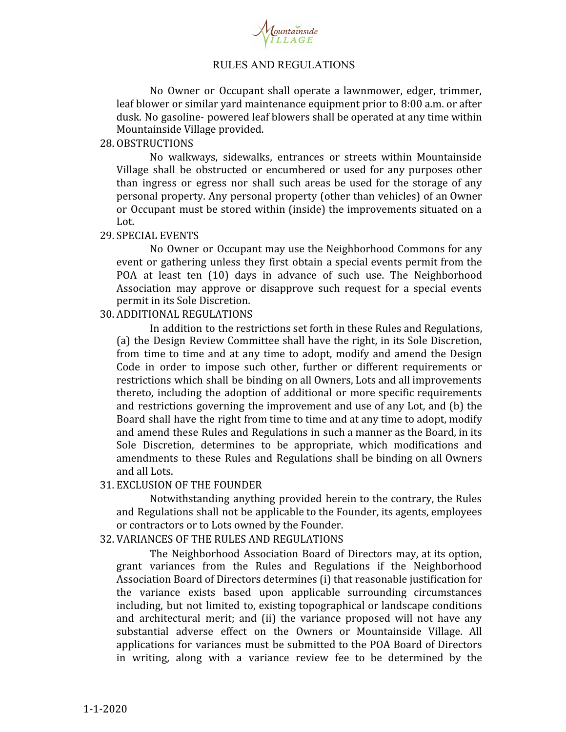RULES AND REGULATIONS

No Owner or Occupant shall operate a lawnmower, edger, trimmer, leaf blower or similar yard maintenance equipment prior to 8:00 a.m. or after dusk. No gasoline- powered leaf blowers shall be operated at any time within Mountainside Village provided.

28. OBSTRUCTIONS

No walkways, sidewalks, entrances or streets within Mountainside Village shall be obstructed or encumbered or used for any purposes other than ingress or egress nor shall such areas be used for the storage of any personal property. Any personal property (other than vehicles) of an Owner or Occupant must be stored within (inside) the improvements situated on a Lot.

29. SPECIAL EVENTS

No Owner or Occupant may use the Neighborhood Commons for any event or gathering unless they first obtain a special events permit from the POA at least ten (10) days in advance of such use. The Neighborhood Association may approve or disapprove such request for a special events permit in its Sole Discretion.

30. ADDITIONAL REGULATIONS

In addition to the restrictions set forth in these Rules and Regulations, (a) the Design Review Committee shall have the right, in its Sole Discretion, from time to time and at any time to adopt, modify and amend the Design Code in order to impose such other, further or different requirements or restrictions which shall be binding on all Owners, Lots and all improvements thereto, including the adoption of additional or more specific requirements and restrictions governing the improvement and use of any Lot, and (b) the Board shall have the right from time to time and at any time to adopt, modify and amend these Rules and Regulations in such a manner as the Board, in its Sole Discretion, determines to be appropriate, which modifications and amendments to these Rules and Regulations shall be binding on all Owners and all Lots.

31. EXCLUSION OF THE FOUNDER

Notwithstanding anything provided herein to the contrary, the Rules and Regulations shall not be applicable to the Founder, its agents, employees or contractors or to Lots owned by the Founder.

32. VARIANCES OF THE RULES AND REGULATIONS

The Neighborhood Association Board of Directors may, at its option, grant variances from the Rules and Regulations if the Neighborhood Association Board of Directors determines (i) that reasonable justification for the variance exists based upon applicable surrounding circumstances including, but not limited to, existing topographical or landscape conditions and architectural merit; and (ii) the variance proposed will not have any substantial adverse effect on the Owners or Mountainside Village. All applications for variances must be submitted to the POA Board of Directors in writing, along with a variance review fee to be determined by the

1-1-2020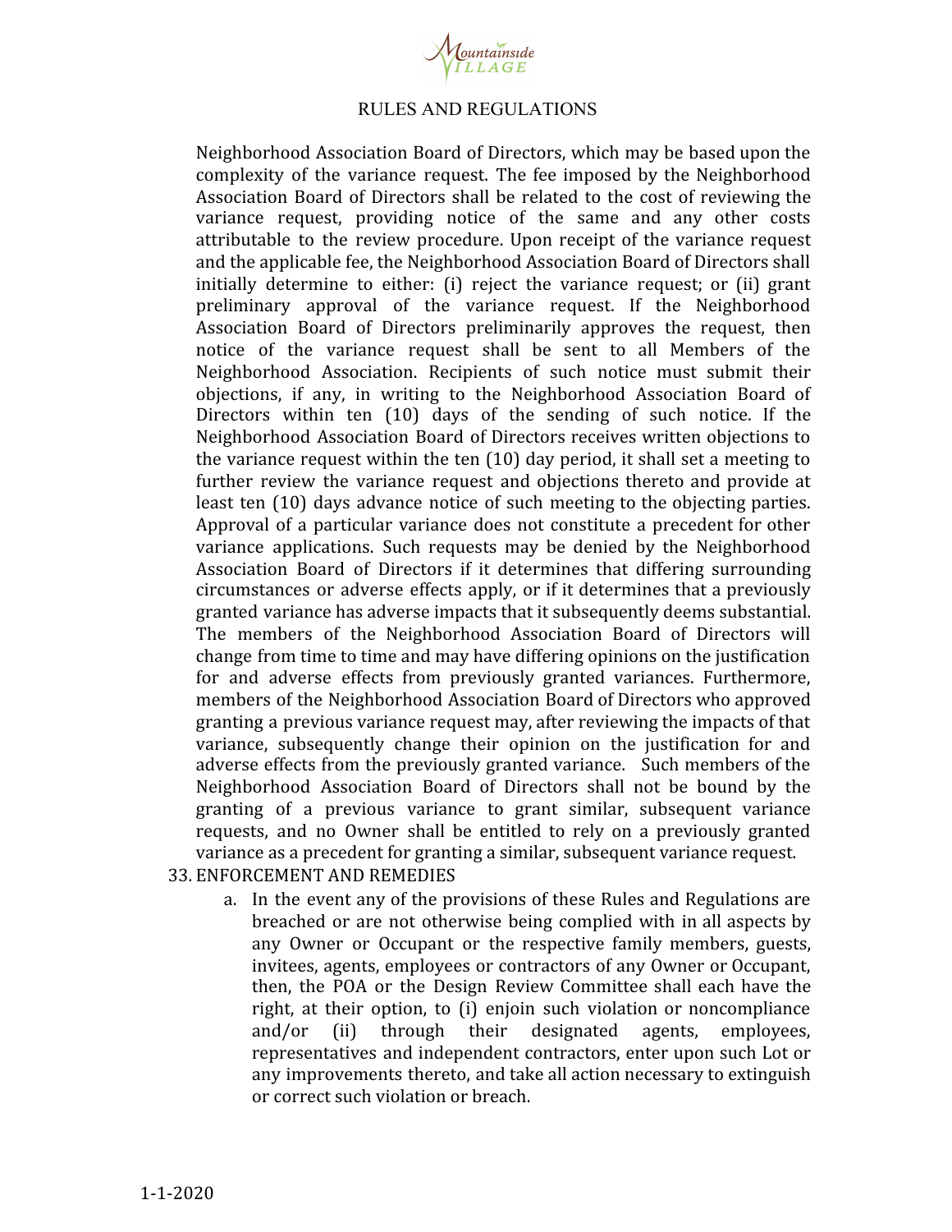Neighborhood Association Board of Directors, which may be based upon the complexity of the variance request. The fee imposed by the Neighborhood Association Board of Directors shall be related to the cost of reviewing the variance request, providing notice of the same and any other costs attributable to the review procedure. Upon receipt of the variance request and the applicable fee, the Neighborhood Association Board of Directors shall initially determine to either: (i) reject the variance request; or (ii) grant preliminary approval of the variance request. If the Neighborhood Association Board of Directors preliminarily approves the request, then notice of the variance request shall be sent to all Members of the Neighborhood Association. Recipients of such notice must submit their objections, if any, in writing to the Neighborhood Association Board of Directors within ten (10) days of the sending of such notice. If the Neighborhood Association Board of Directors receives written objections to the variance request within the ten (10) day period, it shall set a meeting to further review the variance request and objections thereto and provide at least ten (10) days advance notice of such meeting to the objecting parties. Approval of a particular variance does not constitute a precedent for other variance applications. Such requests may be denied by the Neighborhood Association Board of Directors if it determines that differing surrounding circumstances or adverse effects apply, or if it determines that a previously granted variance has adverse impacts that it subsequently deems substantial. The members of the Neighborhood Association Board of Directors will change from time to time and may have differing opinions on the justification for and adverse effects from previously granted variances. Furthermore, members of the Neighborhood Association Board of Directors who approved granting a previous variance request may, after reviewing the impacts of that variance, subsequently change their opinion on the justification for and adverse effects from the previously granted variance. Such members of the Neighborhood Association Board of Directors shall not be bound by the granting of a previous variance to grant similar, subsequent variance requests, and no Owner shall be entitled to rely on a previously granted variance as a precedent for granting a similar, subsequent variance request.

33. ENFORCEMENT AND REMEDIES

    a. In the event any of the provisions of these Rules and Regulations are breached or are not otherwise being complied with in all aspects by any Owner or Occupant or the respective family members, guests, invitees, agents, employees or contractors of any Owner or Occupant, then, the POA or the Design Review Committee shall each have the right, at their option, to (i) enjoin such violation or noncompliance and/or (ii) through their designated agents, employees, representatives and independent contractors, enter upon such Lot or any improvements thereto, and take all action necessary to extinguish or correct such violation or breach.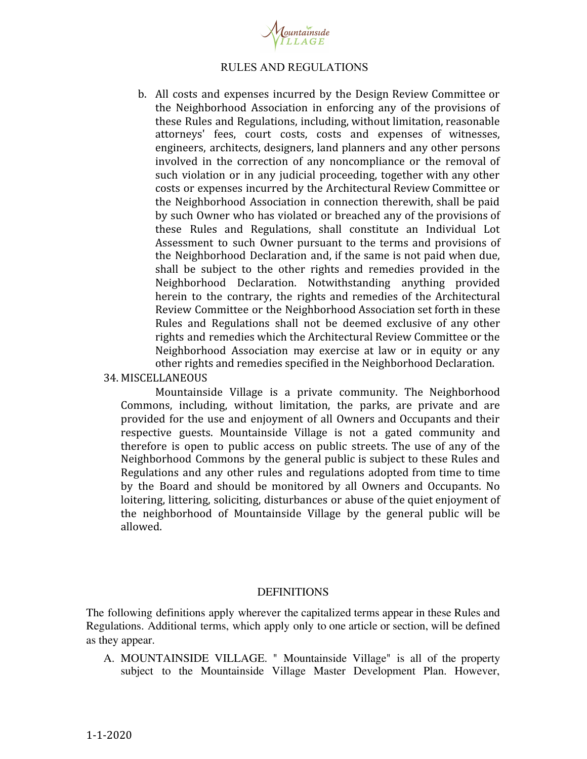b. All costs and expenses incurred by the Design Review Committee or the Neighborhood Association in enforcing any of the provisions of these Rules and Regulations, including, without limitation, reasonable attorneys' fees, court costs, costs and expenses of witnesses, engineers, architects, designers, land planners and any other persons involved in the correction of any noncompliance or the removal of such violation or in any judicial proceeding, together with any other costs or expenses incurred by the Architectural Review Committee or the Neighborhood Association in connection therewith, shall be paid by such Owner who has violated or breached any of the provisions of these Rules and Regulations, shall constitute an Individual Lot Assessment to such Owner pursuant to the terms and provisions of the Neighborhood Declaration and, if the same is not paid when due, shall be subject to the other rights and remedies provided in the Neighborhood Declaration. Notwithstanding anything provided herein to the contrary, the rights and remedies of the Architectural Review Committee or the Neighborhood Association set forth in these Rules and Regulations shall not be deemed exclusive of any other rights and remedies which the Architectural Review Committee or the Neighborhood Association may exercise at law or in equity or any other rights and remedies specified in the Neighborhood Declaration.

34. MISCELLANEOUS

Mountainside Village is a private community. The Neighborhood Commons, including, without limitation, the parks, are private and are provided for the use and enjoyment of all Owners and Occupants and their respective guests. Mountainside Village is not a gated community and therefore is open to public access on public streets. The use of any of the Neighborhood Commons by the general public is subject to these Rules and Regulations and any other rules and regulations adopted from time to time by the Board and should be monitored by all Owners and Occupants. No loitering, littering, soliciting, disturbances or abuse of the quiet enjoyment of the neighborhood of Mountainside Village by the general public will be allowed.

## DEFINITIONS

The following definitions apply wherever the capitalized terms appear in these Rules and Regulations. Additional terms, which apply only to one article or section, will be defined as they appear.

A. MOUNTAINSIDE VILLAGE. " Mountainside Village" is all of the property subject to the Mountainside Village Master Development Plan. However,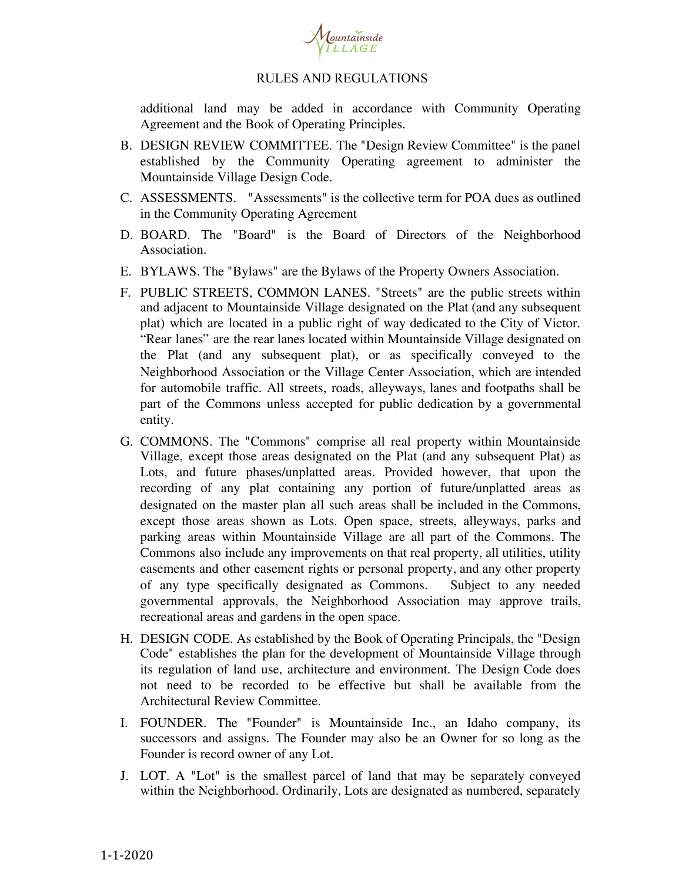additional land may be added in accordance with Community Operating Agreement and the Book of Operating Principles.

B. DESIGN REVIEW COMMITTEE. The "Design Review Committee" is the panel established by the Community Operating agreement to administer the Mountainside Village Design Code.

C. ASSESSMENTS. "Assessments" is the collective term for POA dues as outlined in the Community Operating Agreement

D. BOARD. The "Board" is the Board of Directors of the Neighborhood Association.

E. BYLAWS. The "Bylaws" are the Bylaws of the Property Owners Association.

F. PUBLIC STREETS, COMMON LANES. "Streets" are the public streets within and adjacent to Mountainside Village designated on the Plat (and any subsequent plat) which are located in a public right of way dedicated to the City of Victor. "Rear lanes" are the rear lanes located within Mountainside Village designated on the Plat (and any subsequent plat), or as specifically conveyed to the Neighborhood Association or the Village Center Association, which are intended for automobile traffic. All streets, roads, alleyways, lanes and footpaths shall be part of the Commons unless accepted for public dedication by a governmental entity.

G. COMMONS. The "Commons" comprise all real property within Mountainside Village, except those areas designated on the Plat (and any subsequent Plat) as Lots, and future phases/unplatted areas. Provided however, that upon the recording of any plat containing any portion of future/unplatted areas as designated on the master plan all such areas shall be included in the Commons, except those areas shown as Lots. Open space, streets, alleyways, parks and parking areas within Mountainside Village are all part of the Commons. The Commons also include any improvements on that real property, all utilities, utility easements and other easement rights or personal property, and any other property of any type specifically designated as Commons. Subject to any needed governmental approvals, the Neighborhood Association may approve trails, recreational areas and gardens in the open space.

H. DESIGN CODE. As established by the Book of Operating Principals, the "Design Code" establishes the plan for the development of Mountainside Village through its regulation of land use, architecture and environment. The Design Code does not need to be recorded to be effective but shall be available from the Architectural Review Committee.

I. FOUNDER. The "Founder" is Mountainside Inc., an Idaho company, its successors and assigns. The Founder may also be an Owner for so long as the Founder is record owner of any Lot.

J. LOT. A "Lot" is the smallest parcel of land that may be separately conveyed within the Neighborhood. Ordinarily, Lots are designated as numbered, separately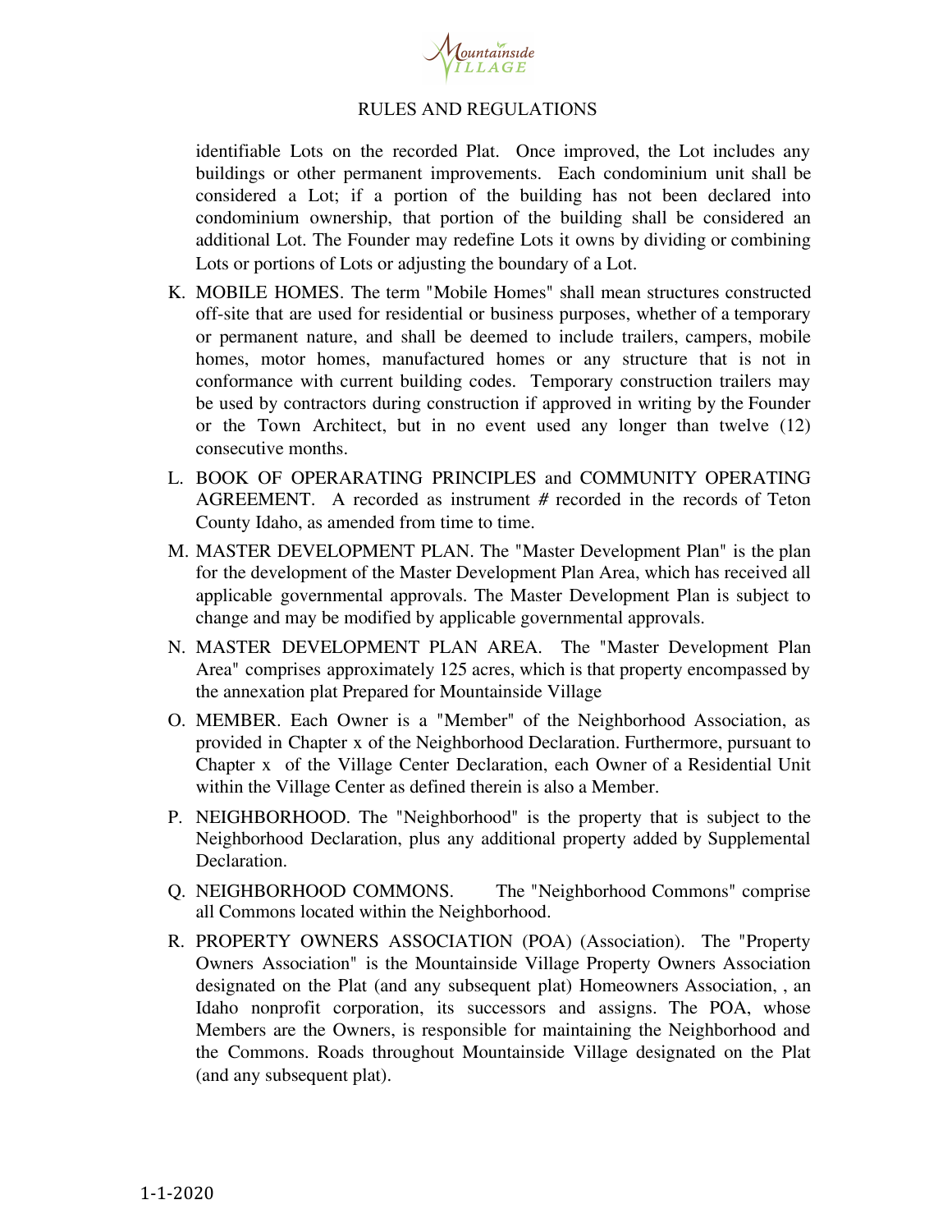identifiable Lots on the recorded Plat. Once improved, the Lot includes any buildings or other permanent improvements. Each condominium unit shall be considered a Lot; if a portion of the building has not been declared into condominium ownership, that portion of the building shall be considered an additional Lot. The Founder may redefine Lots it owns by dividing or combining Lots or portions of Lots or adjusting the boundary of a Lot.

K. MOBILE HOMES. The term "Mobile Homes" shall mean structures constructed off-site that are used for residential or business purposes, whether of a temporary or permanent nature, and shall be deemed to include trailers, campers, mobile homes, motor homes, manufactured homes or any structure that is not in conformance with current building codes. Temporary construction trailers may be used by contractors during construction if approved in writing by the Founder or the Town Architect, but in no event used any longer than twelve (12) consecutive months.

L. BOOK OF OPERARATING PRINCIPLES and COMMUNITY OPERATING AGREEMENT. A recorded as instrument # recorded in the records of Teton County Idaho, as amended from time to time.

M. MASTER DEVELOPMENT PLAN. The "Master Development Plan" is the plan for the development of the Master Development Plan Area, which has received all applicable governmental approvals. The Master Development Plan is subject to change and may be modified by applicable governmental approvals.

N. MASTER DEVELOPMENT PLAN AREA. The "Master Development Plan Area" comprises approximately 125 acres, which is that property encompassed by the annexation plat Prepared for Mountainside Village

O. MEMBER. Each Owner is a "Member" of the Neighborhood Association, as provided in Chapter x of the Neighborhood Declaration. Furthermore, pursuant to Chapter x of the Village Center Declaration, each Owner of a Residential Unit within the Village Center as defined therein is also a Member.

P. NEIGHBORHOOD. The "Neighborhood" is the property that is subject to the Neighborhood Declaration, plus any additional property added by Supplemental Declaration.

Q. NEIGHBORHOOD COMMONS. The "Neighborhood Commons" comprise all Commons located within the Neighborhood.

R. PROPERTY OWNERS ASSOCIATION (POA) (Association). The "Property Owners Association" is the Mountainside Village Property Owners Association designated on the Plat (and any subsequent plat) Homeowners Association, , an Idaho nonprofit corporation, its successors and assigns. The POA, whose Members are the Owners, is responsible for maintaining the Neighborhood and the Commons. Roads throughout Mountainside Village designated on the Plat (and any subsequent plat).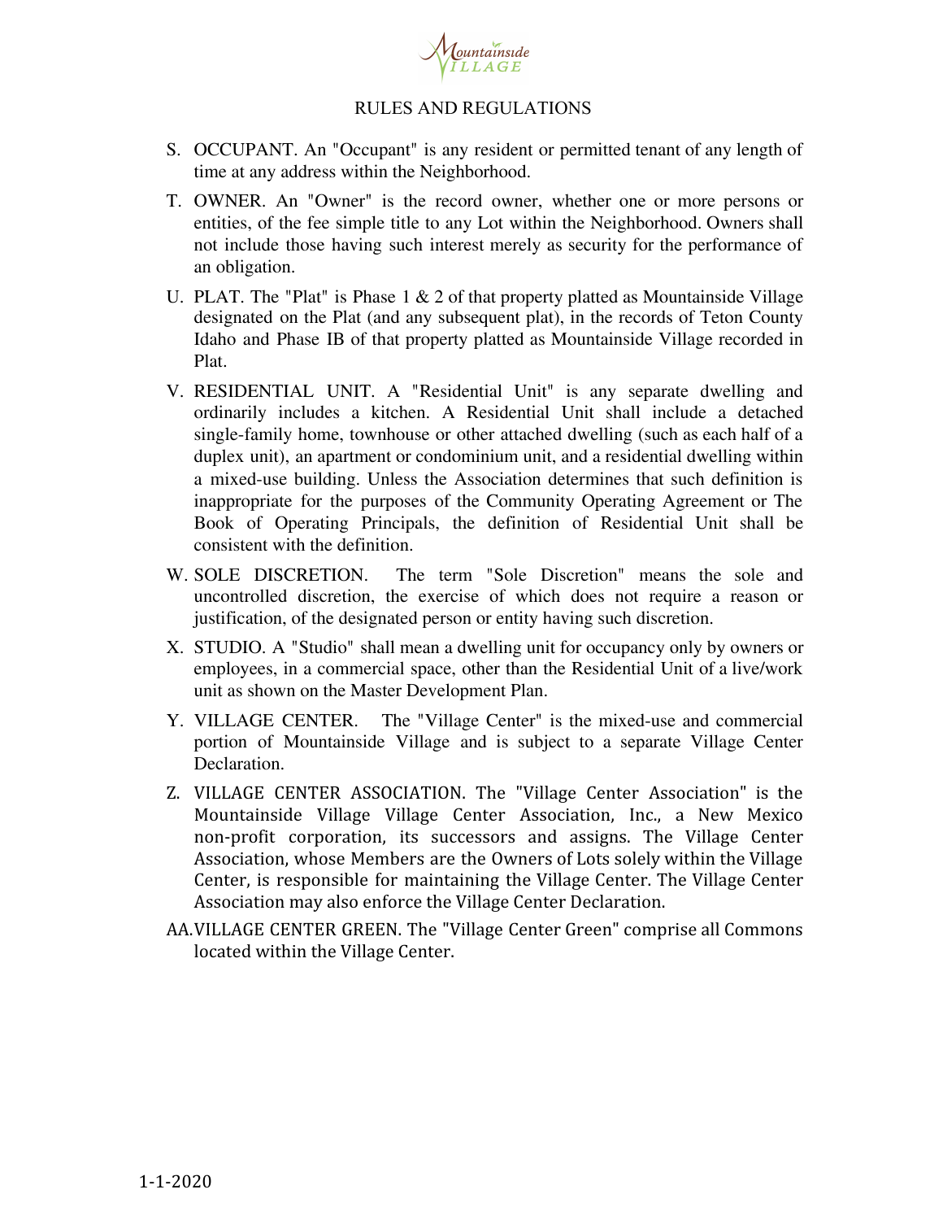S. OCCUPANT. An "Occupant" is any resident or permitted tenant of any length of time at any address within the Neighborhood.

T. OWNER. An "Owner" is the record owner, whether one or more persons or entities, of the fee simple title to any Lot within the Neighborhood. Owners shall not include those having such interest merely as security for the performance of an obligation.

U. PLAT. The "Plat" is Phase 1 & 2 of that property platted as Mountainside Village designated on the Plat (and any subsequent plat), in the records of Teton County Idaho and Phase IB of that property platted as Mountainside Village recorded in Plat.

V. RESIDENTIAL UNIT. A "Residential Unit" is any separate dwelling and ordinarily includes a kitchen. A Residential Unit shall include a detached single-family home, townhouse or other attached dwelling (such as each half of a duplex unit), an apartment or condominium unit, and a residential dwelling within a mixed-use building. Unless the Association determines that such definition is inappropriate for the purposes of the Community Operating Agreement or The Book of Operating Principals, the definition of Residential Unit shall be consistent with the definition.

W. SOLE DISCRETION. The term "Sole Discretion" means the sole and uncontrolled discretion, the exercise of which does not require a reason or justification, of the designated person or entity having such discretion.

X. STUDIO. A "Studio" shall mean a dwelling unit for occupancy only by owners or employees, in a commercial space, other than the Residential Unit of a live/work unit as shown on the Master Development Plan.

Y. VILLAGE CENTER. The "Village Center" is the mixed-use and commercial portion of Mountainside Village and is subject to a separate Village Center Declaration.

Z. VILLAGE CENTER ASSOCIATION. The "Village Center Association" is the Mountainside Village Village Center Association, Inc., a New Mexico non-profit corporation, its successors and assigns. The Village Center Association, whose Members are the Owners of Lots solely within the Village Center, is responsible for maintaining the Village Center. The Village Center Association may also enforce the Village Center Declaration.

AA. VILLAGE CENTER GREEN. The "Village Center Green" comprise all Commons located within the Village Center.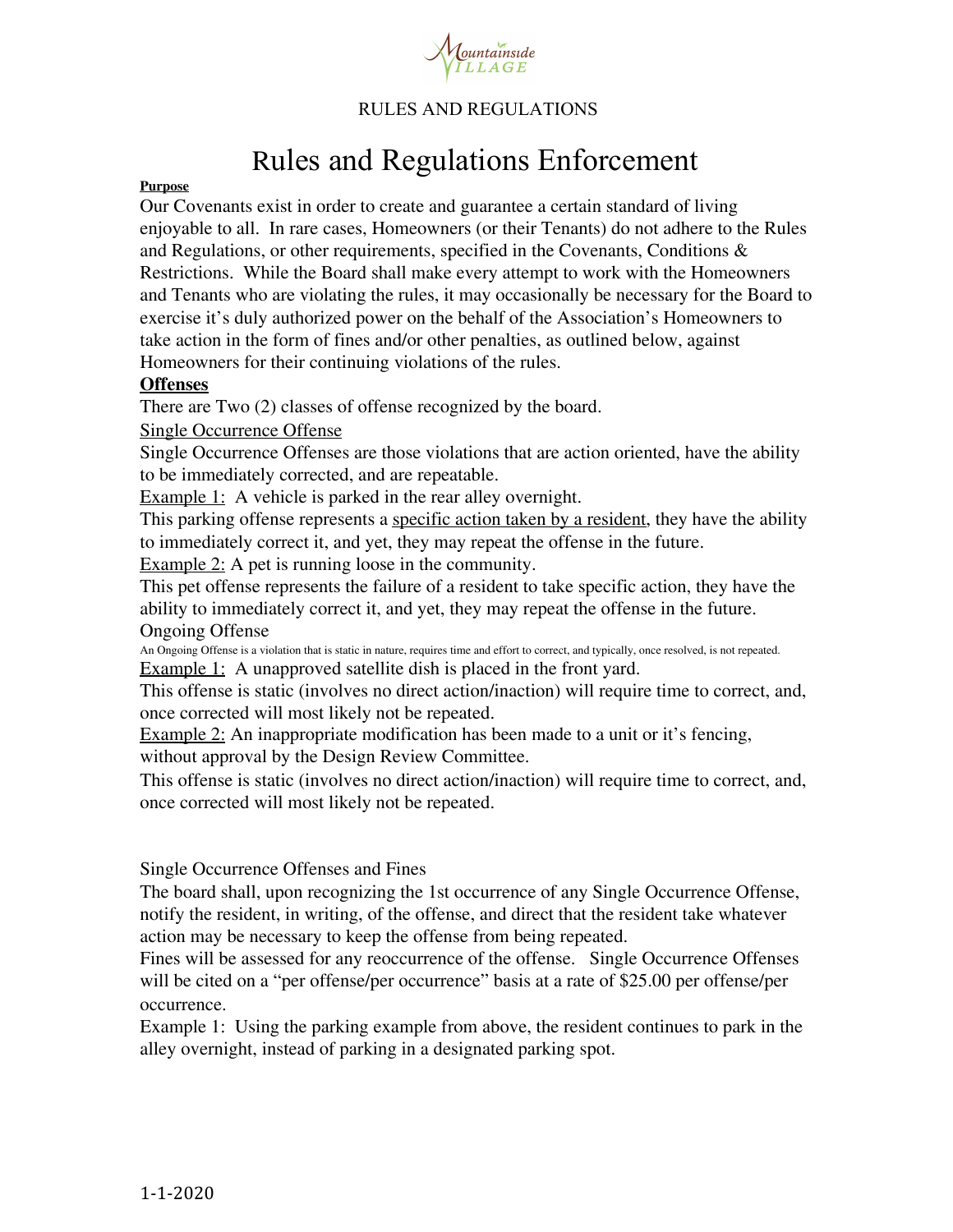RULES AND REGULATIONS

# Rules and Regulations Enforcement

**Purpose**

Our Covenants exist in order to create and guarantee a certain standard of living enjoyable to all. In rare cases, Homeowners (or their Tenants) do not adhere to the Rules and Regulations, or other requirements, specified in the Covenants, Conditions & Restrictions. While the Board shall make every attempt to work with the Homeowners and Tenants who are violating the rules, it may occasionally be necessary for the Board to exercise it's duly authorized power on the behalf of the Association's Homeowners to take action in the form of fines and/or other penalties, as outlined below, against Homeowners for their continuing violations of the rules.

**Offenses**

There are Two (2) classes of offense recognized by the board.

Single Occurrence Offense

Single Occurrence Offenses are those violations that are action oriented, have the ability to be immediately corrected, and are repeatable.

Example 1: A vehicle is parked in the rear alley overnight.

This parking offense represents a specific action taken by a resident, they have the ability to immediately correct it, and yet, they may repeat the offense in the future.

Example 2: A pet is running loose in the community.

This pet offense represents the failure of a resident to take specific action, they have the ability to immediately correct it, and yet, they may repeat the offense in the future.

Ongoing Offense

An Ongoing Offense is a violation that is static in nature, requires time and effort to correct, and typically, once resolved, is not repeated.

Example 1: A unapproved satellite dish is placed in the front yard.

This offense is static (involves no direct action/inaction) will require time to correct, and, once corrected will most likely not be repeated.

Example 2: An inappropriate modification has been made to a unit or it's fencing, without approval by the Design Review Committee.

This offense is static (involves no direct action/inaction) will require time to correct, and, once corrected will most likely not be repeated.

Single Occurrence Offenses and Fines

The board shall, upon recognizing the 1st occurrence of any Single Occurrence Offense, notify the resident, in writing, of the offense, and direct that the resident take whatever action may be necessary to keep the offense from being repeated.

Fines will be assessed for any reoccurrence of the offense. Single Occurrence Offenses will be cited on a "per offense/per occurrence" basis at a rate of $25.00 per offense/per occurrence.

Example 1: Using the parking example from above, the resident continues to park in the alley overnight, instead of parking in a designated parking spot.

1-1-2020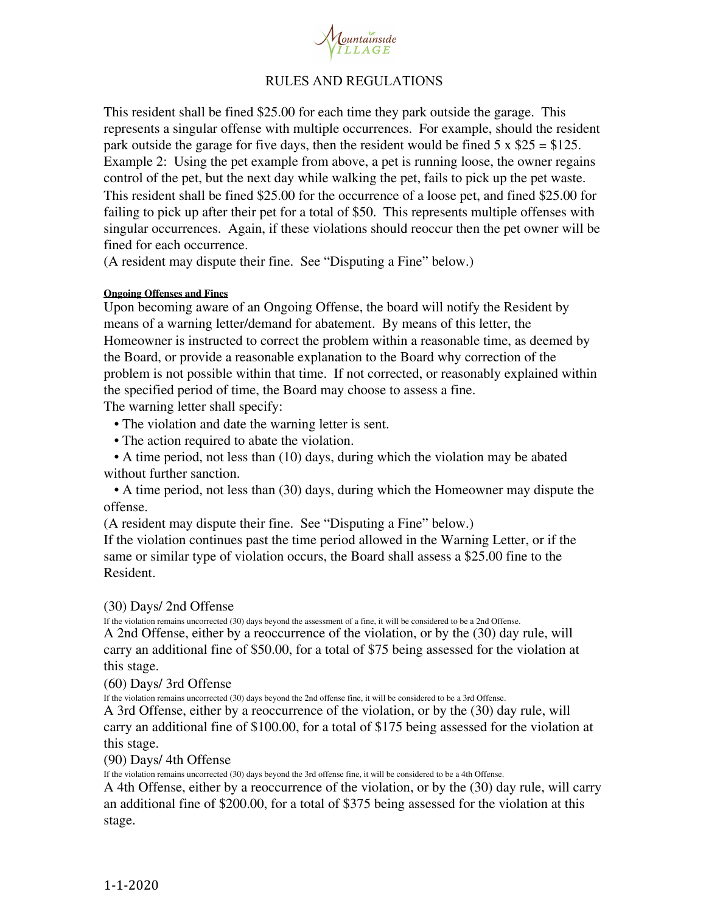RULES AND REGULATIONS

This resident shall be fined $25.00 for each time they park outside the garage. This represents a singular offense with multiple occurrences. For example, should the resident park outside the garage for five days, then the resident would be fined 5 x $25 = $125.
Example 2: Using the pet example from above, a pet is running loose, the owner regains control of the pet, but the next day while walking the pet, fails to pick up the pet waste. This resident shall be fined $25.00 for the occurrence of a loose pet, and fined $25.00 for failing to pick up after their pet for a total of $50. This represents multiple offenses with singular occurrences. Again, if these violations should reoccur then the pet owner will be fined for each occurrence.
(A resident may dispute their fine. See "Disputing a Fine" below.)

**Ongoing Offenses and Fines**

Upon becoming aware of an Ongoing Offense, the board will notify the Resident by means of a warning letter/demand for abatement. By means of this letter, the Homeowner is instructed to correct the problem within a reasonable time, as deemed by the Board, or provide a reasonable explanation to the Board why correction of the problem is not possible within that time. If not corrected, or reasonably explained within the specified period of time, the Board may choose to assess a fine.
The warning letter shall specify:

- The violation and date the warning letter is sent.
- The action required to abate the violation.
- A time period, not less than (10) days, during which the violation may be abated without further sanction.
- A time period, not less than (30) days, during which the Homeowner may dispute the offense.

(A resident may dispute their fine. See "Disputing a Fine" below.)
If the violation continues past the time period allowed in the Warning Letter, or if the same or similar type of violation occurs, the Board shall assess a $25.00 fine to the Resident.

(30) Days/ 2nd Offense

If the violation remains uncorrected (30) days beyond the assessment of a fine, it will be considered to be a 2nd Offense.
A 2nd Offense, either by a reoccurrence of the violation, or by the (30) day rule, will carry an additional fine of $50.00, for a total of $75 being assessed for the violation at this stage.

(60) Days/ 3rd Offense

If the violation remains uncorrected (30) days beyond the 2nd offense fine, it will be considered to be a 3rd Offense.
A 3rd Offense, either by a reoccurrence of the violation, or by the (30) day rule, will carry an additional fine of $100.00, for a total of $175 being assessed for the violation at this stage.

(90) Days/ 4th Offense

If the violation remains uncorrected (30) days beyond the 3rd offense fine, it will be considered to be a 4th Offense.
A 4th Offense, either by a reoccurrence of the violation, or by the (30) day rule, will carry an additional fine of $200.00, for a total of $375 being assessed for the violation at this stage.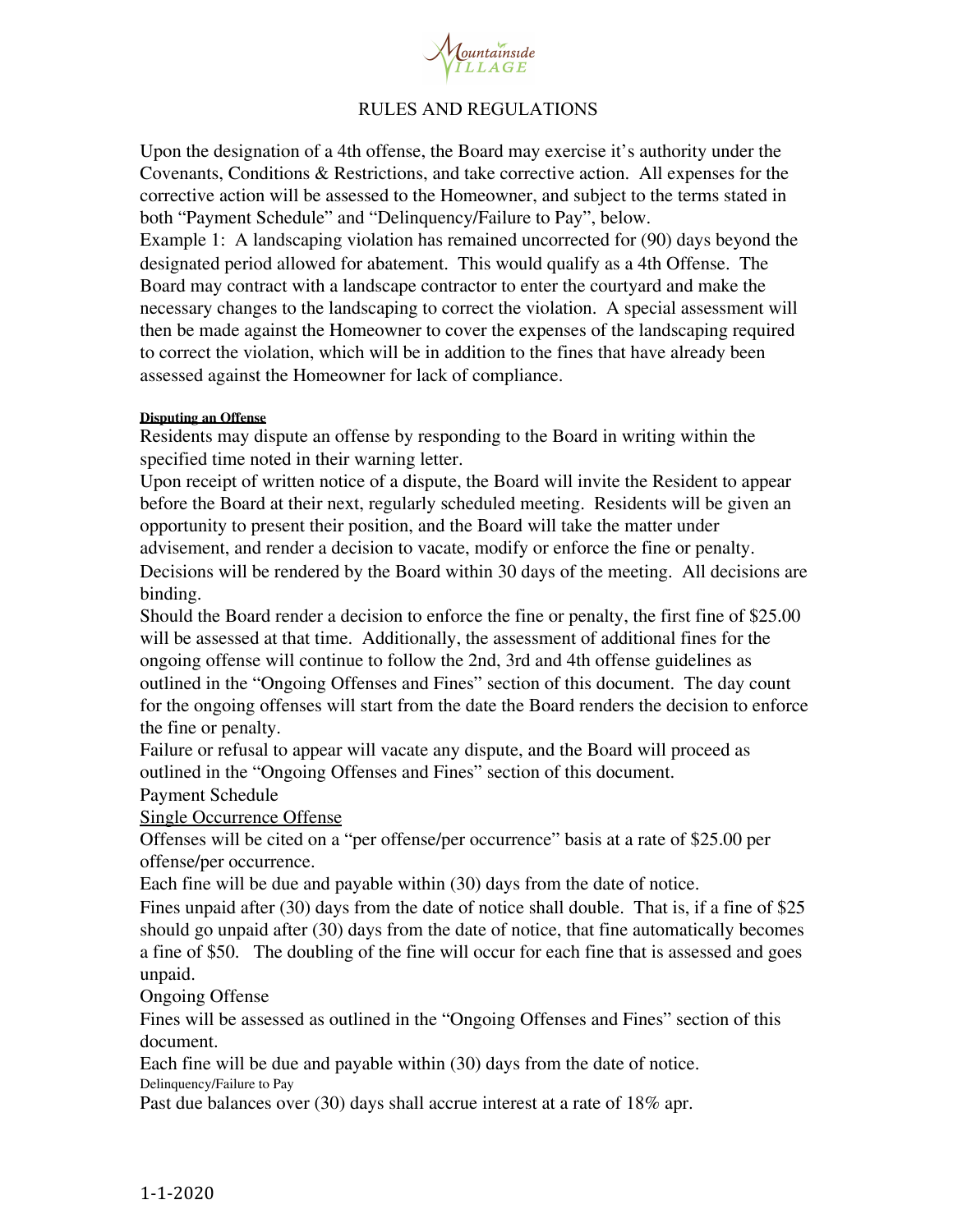## RULES AND REGULATIONS

Upon the designation of a 4th offense, the Board may exercise it's authority under the Covenants, Conditions & Restrictions, and take corrective action. All expenses for the corrective action will be assessed to the Homeowner, and subject to the terms stated in both "Payment Schedule" and "Delinquency/Failure to Pay", below.

Example 1: A landscaping violation has remained uncorrected for (90) days beyond the designated period allowed for abatement. This would qualify as a 4th Offense. The Board may contract with a landscape contractor to enter the courtyard and make the necessary changes to the landscaping to correct the violation. A special assessment will then be made against the Homeowner to cover the expenses of the landscaping required to correct the violation, which will be in addition to the fines that have already been assessed against the Homeowner for lack of compliance.

**Disputing an Offense**

Residents may dispute an offense by responding to the Board in writing within the specified time noted in their warning letter.

Upon receipt of written notice of a dispute, the Board will invite the Resident to appear before the Board at their next, regularly scheduled meeting. Residents will be given an opportunity to present their position, and the Board will take the matter under advisement, and render a decision to vacate, modify or enforce the fine or penalty. Decisions will be rendered by the Board within 30 days of the meeting. All decisions are binding.

Should the Board render a decision to enforce the fine or penalty, the first fine of $25.00 will be assessed at that time. Additionally, the assessment of additional fines for the ongoing offense will continue to follow the 2nd, 3rd and 4th offense guidelines as outlined in the "Ongoing Offenses and Fines" section of this document. The day count for the ongoing offenses will start from the date the Board renders the decision to enforce the fine or penalty.

Failure or refusal to appear will vacate any dispute, and the Board will proceed as outlined in the "Ongoing Offenses and Fines" section of this document.

Payment Schedule

Single Occurrence Offense

Offenses will be cited on a "per offense/per occurrence" basis at a rate of $25.00 per offense/per occurrence.

Each fine will be due and payable within (30) days from the date of notice.

Fines unpaid after (30) days from the date of notice shall double. That is, if a fine of $25 should go unpaid after (30) days from the date of notice, that fine automatically becomes a fine of $50. The doubling of the fine will occur for each fine that is assessed and goes unpaid.

Ongoing Offense

Fines will be assessed as outlined in the "Ongoing Offenses and Fines" section of this document.

Each fine will be due and payable within (30) days from the date of notice.

Delinquency/Failure to Pay

Past due balances over (30) days shall accrue interest at a rate of 18% apr.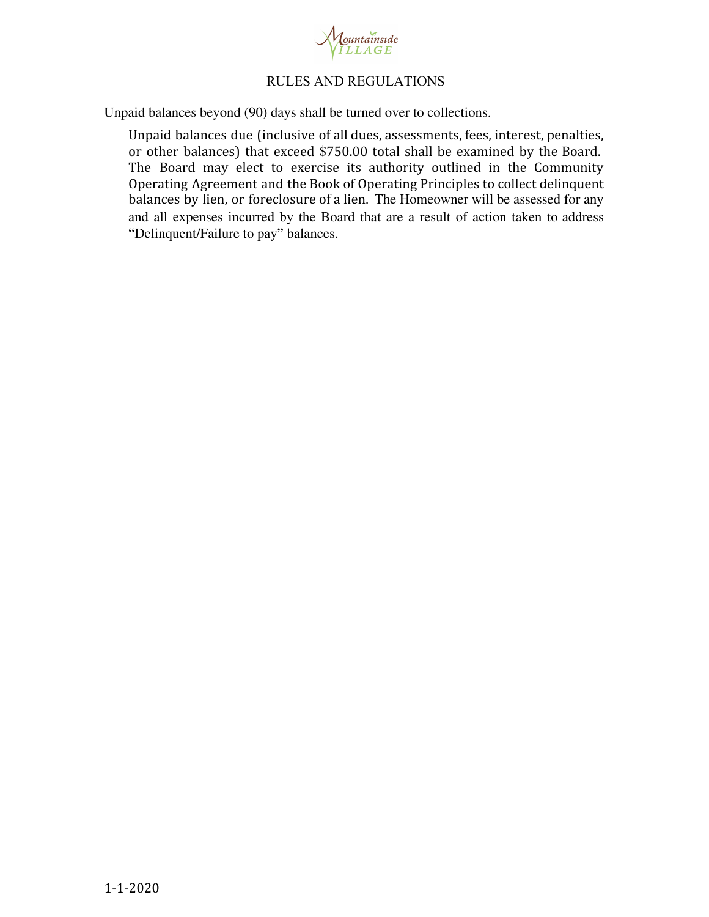# RULES AND REGULATIONS

Unpaid balances beyond (90) days shall be turned over to collections.

Unpaid balances due (inclusive of all dues, assessments, fees, interest, penalties, or other balances) that exceed $750.00 total shall be examined by the Board. The Board may elect to exercise its authority outlined in the Community Operating Agreement and the Book of Operating Principles to collect delinquent balances by lien, or foreclosure of a lien. The Homeowner will be assessed for any and all expenses incurred by the Board that are a result of action taken to address "Delinquent/Failure to pay" balances.